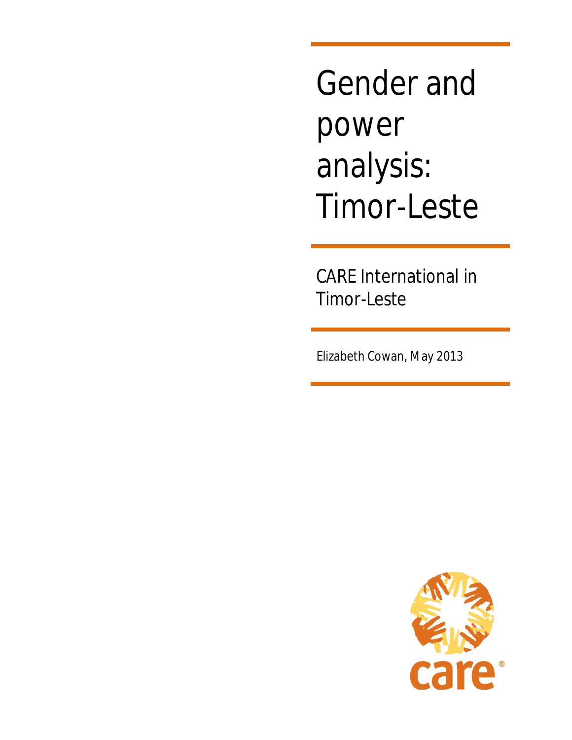# Gender and power analysis: Timor-Leste

CARE International in Timor-Leste

Elizabeth Cowan, May 2013

care®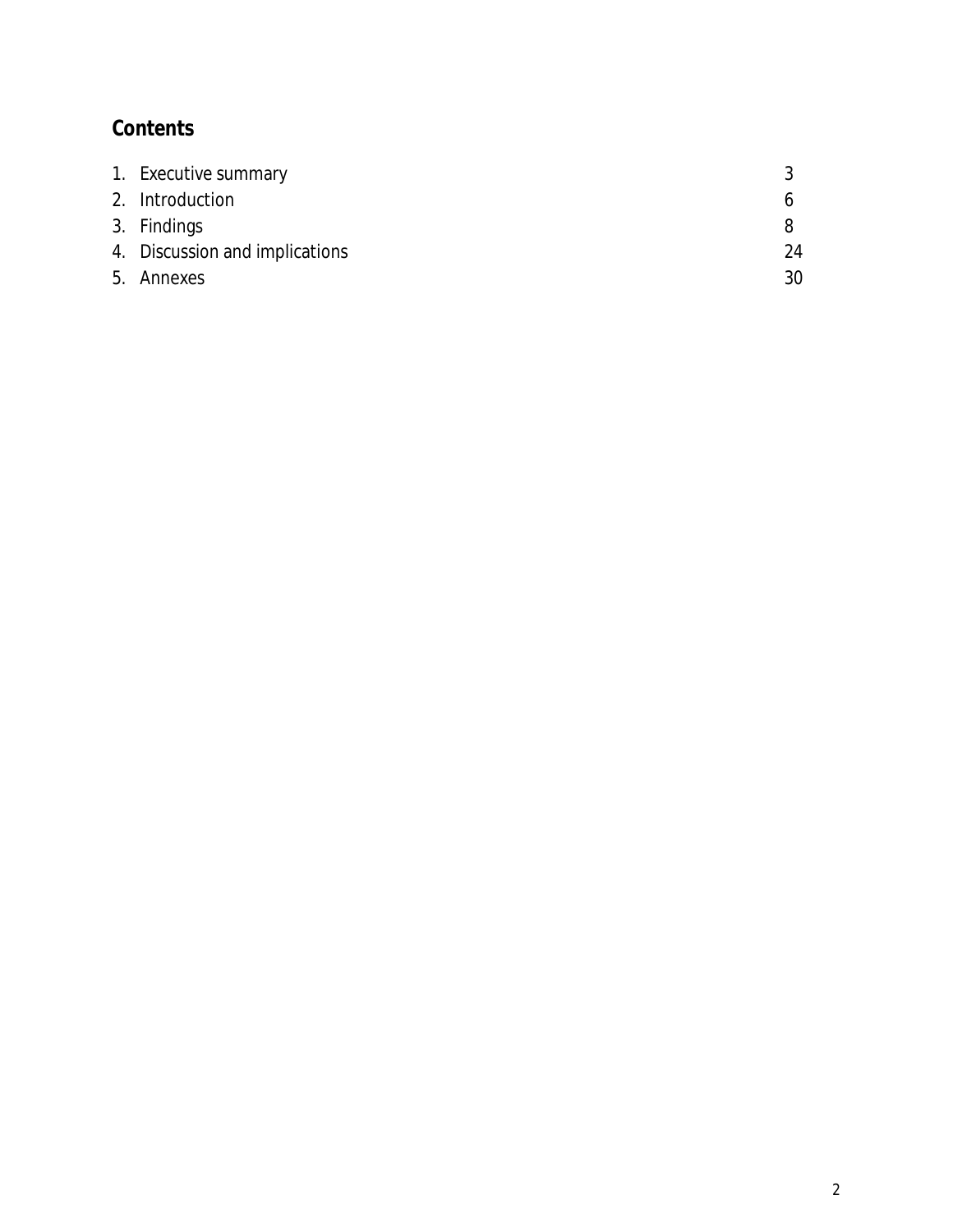## Contents

| | |
|---|---|
| 1. Executive summary | 3 |
| 2. Introduction | 6 |
| 3. Findings | 8 |
| 4. Discussion and implications | 24 |
| 5. Annexes | 30 |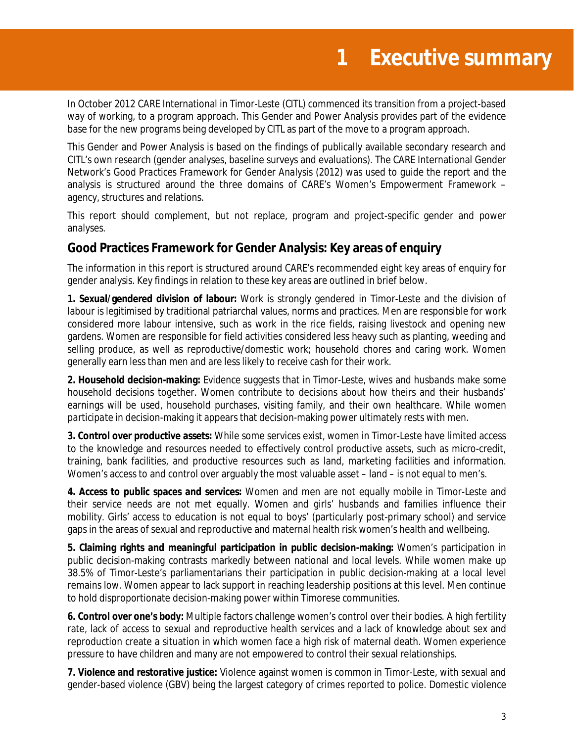# 1 Executive summary

In October 2012 CARE International in Timor-Leste (CITL) commenced its transition from a project-based way of working, to a program approach. This Gender and Power Analysis provides part of the evidence base for the new programs being developed by CITL as part of the move to a program approach.

This Gender and Power Analysis is based on the findings of publically available secondary research and CITL's own research (gender analyses, baseline surveys and evaluations). The CARE International Gender Network's *Good Practices Framework for Gender Analysis* (2012) was used to guide the report and the analysis is structured around the three domains of CARE's Women's Empowerment Framework – agency, structures and relations.

This report should complement, but not replace, program and project-specific gender and power analyses.

## Good Practices Framework for Gender Analysis: Key areas of enquiry

The information in this report is structured around CARE's recommended eight key areas of enquiry for gender analysis. Key findings in relation to these key areas are outlined in brief below.

**1. Sexual/gendered division of labour:** Work is strongly gendered in Timor-Leste and the division of labour is legitimised by traditional patriarchal values, norms and practices. Men are responsible for work considered more labour intensive, such as work in the rice fields, raising livestock and opening new gardens. Women are responsible for field activities considered less heavy such as planting, weeding and selling produce, as well as reproductive/domestic work; household chores and caring work. Women generally earn less than men and are less likely to receive cash for their work.

**2. Household decision-making:** Evidence suggests that in Timor-Leste, wives and husbands make some household decisions together. Women contribute to decisions about how theirs and their husbands' earnings will be used, household purchases, visiting family, and their own healthcare. While women participate in decision-making it appears that decision-making power ultimately rests with men.

**3. Control over productive assets:** While some services exist, women in Timor-Leste have limited access to the knowledge and resources needed to effectively control productive assets, such as micro-credit, training, bank facilities, and productive resources such as land, marketing facilities and information. Women's access to and control over arguably the most valuable asset – land – is not equal to men's.

**4. Access to public spaces and services:** Women and men are not equally mobile in Timor-Leste and their service needs are not met equally. Women and girls' husbands and families influence their mobility. Girls' access to education is not equal to boys' (particularly post-primary school) and service gaps in the areas of sexual and reproductive and maternal health risk women's health and wellbeing.

**5. Claiming rights and meaningful participation in public decision-making:** Women's participation in public decision-making contrasts markedly between national and local levels. While women make up 38.5% of Timor-Leste's parliamentarians their participation in public decision-making at a local level remains low. Women appear to lack support in reaching leadership positions at this level. Men continue to hold disproportionate decision-making power within Timorese communities.

**6. Control over one's body:** Multiple factors challenge women's control over their bodies. A high fertility rate, lack of access to sexual and reproductive health services and a lack of knowledge about sex and reproduction create a situation in which women face a high risk of maternal death. Women experience pressure to have children and many are not empowered to control their sexual relationships.

**7. Violence and restorative justice:** Violence against women is common in Timor-Leste, with sexual and gender-based violence (GBV) being the largest category of crimes reported to police. Domestic violence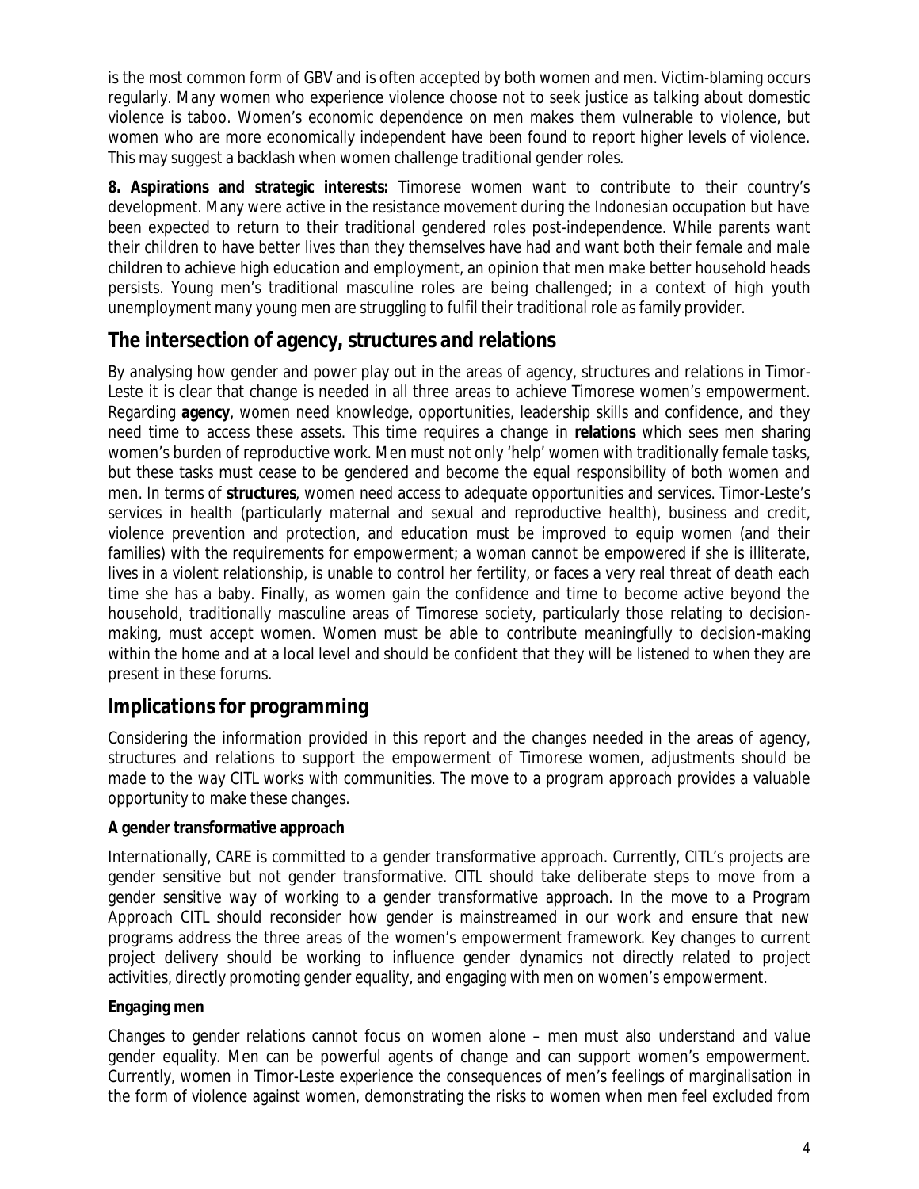is the most common form of GBV and is often accepted by both women and men. Victim-blaming occurs regularly. Many women who experience violence choose not to seek justice as talking about domestic violence is taboo. Women's economic dependence on men makes them vulnerable to violence, but women who are more economically independent have been found to report higher levels of violence. This may suggest a backlash when women challenge traditional gender roles.

**8. Aspirations and strategic interests:** Timorese women want to contribute to their country's development. Many were active in the resistance movement during the Indonesian occupation but have been expected to return to their traditional gendered roles post-independence. While parents want their children to have better lives than they themselves have had and want both their female and male children to achieve high education and employment, an opinion that men make better household heads persists. Young men's traditional masculine roles are being challenged; in a context of high youth unemployment many young men are struggling to fulfil their traditional role as family provider.

## The intersection of agency, structures and relations

By analysing how gender and power play out in the areas of agency, structures and relations in Timor-Leste it is clear that change is needed in all three areas to achieve Timorese women's empowerment. Regarding **agency**, women need knowledge, opportunities, leadership skills and confidence, and they need time to access these assets. This time requires a change in **relations** which sees men sharing women's burden of reproductive work. Men must not only 'help' women with traditionally female tasks, but these tasks must cease to be gendered and become the equal responsibility of both women and men. In terms of **structures**, women need access to adequate opportunities and services. Timor-Leste's services in health (particularly maternal and sexual and reproductive health), business and credit, violence prevention and protection, and education must be improved to equip women (and their families) with the requirements for empowerment; a woman cannot be empowered if she is illiterate, lives in a violent relationship, is unable to control her fertility, or faces a very real threat of death each time she has a baby. Finally, as women gain the confidence and time to become active beyond the household, traditionally masculine areas of Timorese society, particularly those relating to decision-making, must accept women. Women must be able to contribute meaningfully to decision-making within the home and at a local level and should be confident that they will be listened to when they are present in these forums.

## Implications for programming

Considering the information provided in this report and the changes needed in the areas of agency, structures and relations to support the empowerment of Timorese women, adjustments should be made to the way CITL works with communities. The move to a program approach provides a valuable opportunity to make these changes.

**A gender transformative approach**

Internationally, CARE is committed to a gender transformative approach. Currently, CITL's projects are gender sensitive but not gender transformative. CITL should take deliberate steps to move from a gender sensitive way of working to a gender transformative approach. In the move to a Program Approach CITL should reconsider how gender is mainstreamed in our work and ensure that new programs address the three areas of the women's empowerment framework. Key changes to current project delivery should be working to influence gender dynamics not directly related to project activities, directly promoting gender equality, and engaging with men on women's empowerment.

**Engaging men**

Changes to gender relations cannot focus on women alone – men must also understand and value gender equality. Men can be powerful agents of change and can support women's empowerment. Currently, women in Timor-Leste experience the consequences of men's feelings of marginalisation in the form of violence against women, demonstrating the risks to women when men feel excluded from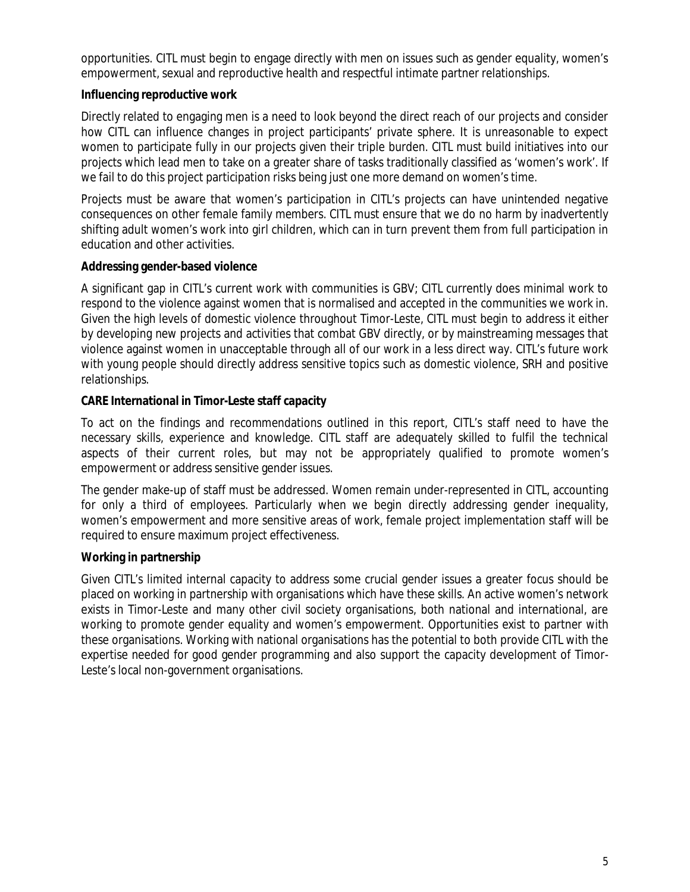opportunities. CITL must begin to engage directly with men on issues such as gender equality, women's empowerment, sexual and reproductive health and respectful intimate partner relationships.

**Influencing reproductive work**

Directly related to engaging men is a need to look beyond the direct reach of our projects and consider how CITL can influence changes in project participants' private sphere. It is unreasonable to expect women to participate fully in our projects given their triple burden. CITL must build initiatives into our projects which lead men to take on a greater share of tasks traditionally classified as 'women's work'. If we fail to do this project participation risks being just one more demand on women's time.

Projects must be aware that women's participation in CITL's projects can have unintended negative consequences on other female family members. CITL must ensure that we do no harm by inadvertently shifting adult women's work into girl children, which can in turn prevent them from full participation in education and other activities.

**Addressing gender-based violence**

A significant gap in CITL's current work with communities is GBV; CITL currently does minimal work to respond to the violence against women that is normalised and accepted in the communities we work in. Given the high levels of domestic violence throughout Timor-Leste, CITL must begin to address it either by developing new projects and activities that combat GBV directly, or by mainstreaming messages that violence against women in unacceptable through all of our work in a less direct way. CITL's future work with young people should directly address sensitive topics such as domestic violence, SRH and positive relationships.

**CARE International in Timor-Leste staff capacity**

To act on the findings and recommendations outlined in this report, CITL's staff need to have the necessary skills, experience and knowledge. CITL staff are adequately skilled to fulfil the technical aspects of their current roles, but may not be appropriately qualified to promote women's empowerment or address sensitive gender issues.

The gender make-up of staff must be addressed. Women remain under-represented in CITL, accounting for only a third of employees. Particularly when we begin directly addressing gender inequality, women's empowerment and more sensitive areas of work, female project implementation staff will be required to ensure maximum project effectiveness.

**Working in partnership**

Given CITL's limited internal capacity to address some crucial gender issues a greater focus should be placed on working in partnership with organisations which have these skills. An active women's network exists in Timor-Leste and many other civil society organisations, both national and international, are working to promote gender equality and women's empowerment. Opportunities exist to partner with these organisations. Working with national organisations has the potential to both provide CITL with the expertise needed for good gender programming and also support the capacity development of Timor-Leste's local non-government organisations.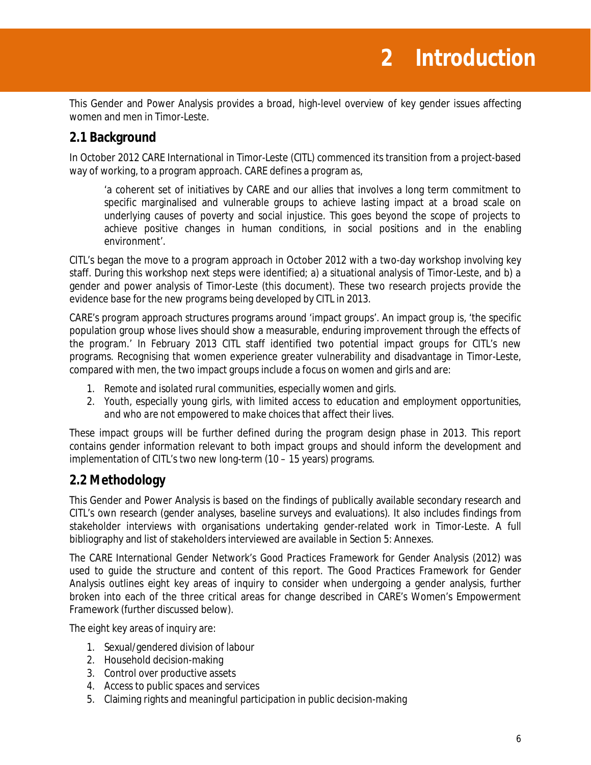# 2 Introduction

This Gender and Power Analysis provides a broad, high-level overview of key gender issues affecting women and men in Timor-Leste.

## 2.1 Background

In October 2012 CARE International in Timor-Leste (CITL) commenced its transition from a project-based way of working, to a program approach. CARE defines a program as,

> 'a coherent set of initiatives by CARE and our allies that involves a long term commitment to specific marginalised and vulnerable groups to achieve lasting impact at a broad scale on underlying causes of poverty and social injustice. This goes beyond the scope of projects to achieve positive changes in human conditions, in social positions and in the enabling environment'.

CITL's began the move to a program approach in October 2012 with a two-day workshop involving key staff. During this workshop next steps were identified; a) a situational analysis of Timor-Leste, and b) a gender and power analysis of Timor-Leste (this document). These two research projects provide the evidence base for the new programs being developed by CITL in 2013.

CARE's program approach structures programs around 'impact groups'. An impact group is, 'the specific population group whose lives should show a measurable, enduring improvement through the effects of the program.' In February 2013 CITL staff identified two potential impact groups for CITL's new programs. Recognising that women experience greater vulnerability and disadvantage in Timor-Leste, compared with men, the two impact groups include a focus on women and girls and are:

1. *Remote and isolated rural communities, especially women and girls.*
2. *Youth, especially young girls, with limited access to education and employment opportunities, and who are not empowered to make choices that affect their lives.*

These impact groups will be further defined during the program design phase in 2013. This report contains gender information relevant to both impact groups and should inform the development and implementation of CITL's two new long-term (10 – 15 years) programs.

## 2.2 Methodology

This Gender and Power Analysis is based on the findings of publically available secondary research and CITL's own research (gender analyses, baseline surveys and evaluations). It also includes findings from stakeholder interviews with organisations undertaking gender-related work in Timor-Leste. A full bibliography and list of stakeholders interviewed are available in Section 5: Annexes.

The CARE International Gender Network's *Good Practices Framework for Gender Analysis* (2012) was used to guide the structure and content of this report. The *Good Practices Framework for Gender Analysis* outlines eight key areas of inquiry to consider when undergoing a gender analysis, further broken into each of the three critical areas for change described in CARE's Women's Empowerment Framework (further discussed below).

The eight key areas of inquiry are:

1. Sexual/gendered division of labour
2. Household decision-making
3. Control over productive assets
4. Access to public spaces and services
5. Claiming rights and meaningful participation in public decision-making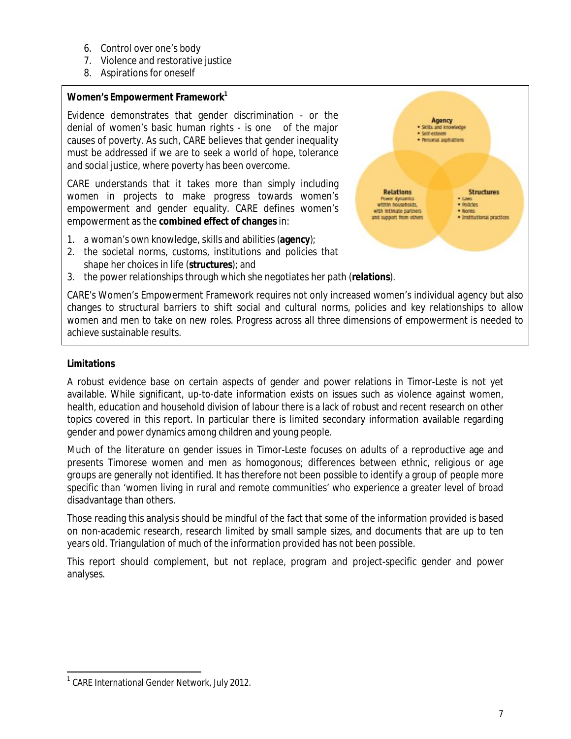6. Control over one's body
7. Violence and restorative justice
8. Aspirations for oneself

**Women's Empowerment Framework**[1]

Evidence demonstrates that gender discrimination - or the denial of women's basic human rights - is one of the major causes of poverty. As such, CARE believes that gender inequality must be addressed if we are to seek a world of hope, tolerance and social justice, where poverty has been overcome.

CARE understands that it takes more than simply including women in projects to make progress towards women's empowerment and gender equality. CARE defines women's empowerment as the **combined effect of changes** in:

1. a woman's own knowledge, skills and abilities (**agency**);
2. the societal norms, customs, institutions and policies that shape her choices in life (**structures**); and
3. the power relationships through which she negotiates her path (**relations**).

CARE's Women's Empowerment Framework requires not only increased women's individual agency but also changes to structural barriers to shift social and cultural norms, policies and key relationships to allow women and men to take on new roles. Progress across all three dimensions of empowerment is needed to achieve sustainable results.

**Limitations**

A robust evidence base on certain aspects of gender and power relations in Timor-Leste is not yet available. While significant, up-to-date information exists on issues such as violence against women, health, education and household division of labour there is a lack of robust and recent research on other topics covered in this report. In particular there is limited secondary information available regarding gender and power dynamics among children and young people.

Much of the literature on gender issues in Timor-Leste focuses on adults of a reproductive age and presents Timorese women and men as homogonous; differences between ethnic, religious or age groups are generally not identified. It has therefore not been possible to identify a group of people more specific than 'women living in rural and remote communities' who experience a greater level of broad disadvantage than others.

Those reading this analysis should be mindful of the fact that some of the information provided is based on non-academic research, research limited by small sample sizes, and documents that are up to ten years old. Triangulation of much of the information provided has not been possible.

This report should complement, but not replace, program and project-specific gender and power analyses.

[1] CARE International Gender Network, July 2012.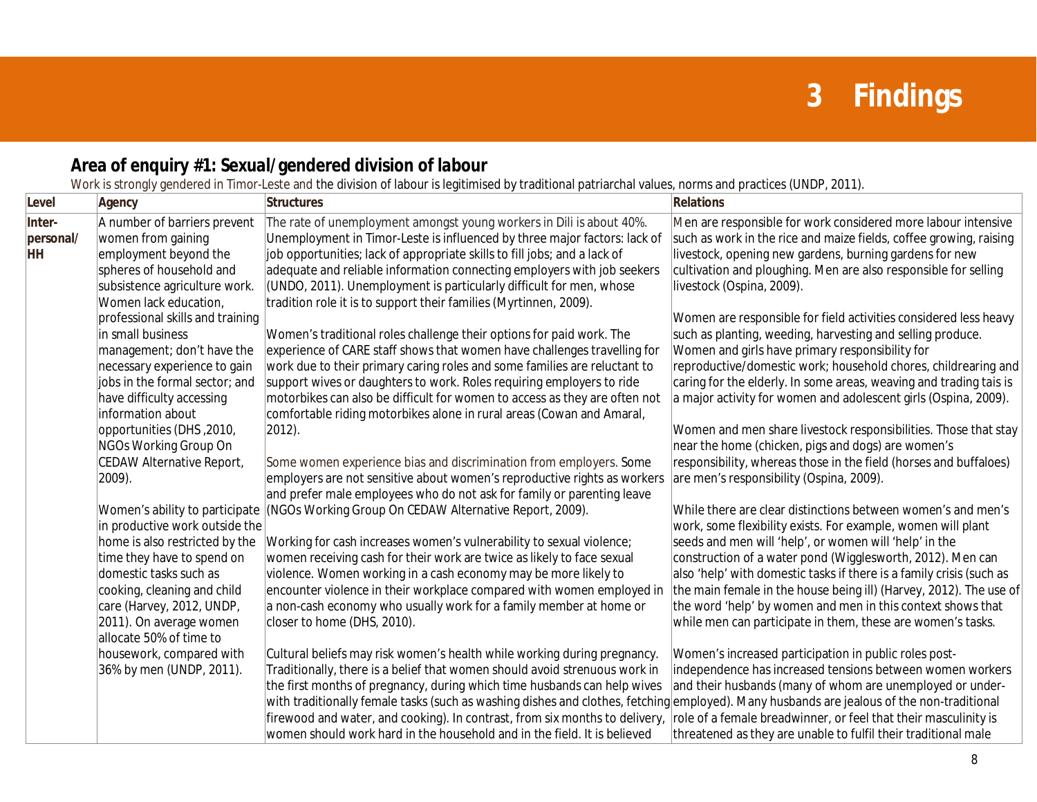# 3 Findings

## Area of enquiry #1: Sexual/gendered division of labour

Work is strongly gendered in Timor-Leste and the division of labour is legitimised by traditional patriarchal values, norms and practices (UNDP, 2011).

| Level | Agency | Structures | Relations |
|---|---|---|---|
| **Inter-personal/ HH** | A number of barriers prevent women from gaining employment beyond the spheres of household and subsistence agriculture work. Women lack education, professional skills and training in small business management; don't have the necessary experience to gain jobs in the formal sector; and have difficulty accessing information about opportunities (DHS ,2010, NGOs Working Group On CEDAW Alternative Report, 2009).<br><br>Women's ability to participate in productive work outside the home is also restricted by the time they have to spend on domestic tasks such as cooking, cleaning and child care (Harvey, 2012, UNDP, 2011). On average women allocate 50% of time to housework, compared with 36% by men (UNDP, 2011). | The rate of unemployment amongst young workers in Dili is about 40%. Unemployment in Timor-Leste is influenced by three major factors: lack of job opportunities; lack of appropriate skills to fill jobs; and a lack of adequate and reliable information connecting employers with job seekers (UNDO, 2011). Unemployment is particularly difficult for men, whose tradition role it is to support their families (Myrtinnen, 2009).<br><br>Women's traditional roles challenge their options for paid work. The experience of CARE staff shows that women have challenges travelling for work due to their primary caring roles and some families are reluctant to support wives or daughters to work. Roles requiring employers to ride motorbikes can also be difficult for women to access as they are often not comfortable riding motorbikes alone in rural areas (Cowan and Amaral, 2012).<br><br>Some women experience bias and discrimination from employers. Some employers are not sensitive about women's reproductive rights as workers and prefer male employees who do not ask for family or parenting leave (NGOs Working Group On CEDAW Alternative Report, 2009).<br><br>Working for cash increases women's vulnerability to sexual violence; women receiving cash for their work are twice as likely to face sexual violence. Women working in a cash economy may be more likely to encounter violence in their workplace compared with women employed in a non-cash economy who usually work for a family member at home or closer to home (DHS, 2010).<br><br>Cultural beliefs may risk women's health while working during pregnancy. Traditionally, there is a belief that women should avoid strenuous work in the first months of pregnancy, during which time husbands can help wives with traditionally female tasks (such as washing dishes and clothes, fetching firewood and water, and cooking). In contrast, from six months to delivery, women should work hard in the household and in the field. It is believed | Men are responsible for work considered more labour intensive such as work in the rice and maize fields, coffee growing, raising livestock, opening new gardens, burning gardens for new cultivation and ploughing. Men are also responsible for selling livestock (Ospina, 2009).<br><br>Women are responsible for field activities considered less heavy such as planting, weeding, harvesting and selling produce. Women and girls have primary responsibility for reproductive/domestic work; household chores, childrearing and caring for the elderly. In some areas, weaving and trading tais is a major activity for women and adolescent girls (Ospina, 2009).<br><br>Women and men share livestock responsibilities. Those that stay near the home (chicken, pigs and dogs) are women's responsibility, whereas those in the field (horses and buffaloes) are men's responsibility (Ospina, 2009).<br><br>While there are clear distinctions between women's and men's work, some flexibility exists. For example, women will plant seeds and men will 'help', or women will 'help' in the construction of a water pond (Wigglesworth, 2012). Men can also 'help' with domestic tasks if there is a family crisis (such as the main female in the house being ill) (Harvey, 2012). The use of the word 'help' by women and men in this context shows that while men can participate in them, these are women's tasks.<br><br>Women's increased participation in public roles post-independence has increased tensions between women workers and their husbands (many of whom are unemployed or under-employed). Many husbands are jealous of the non-traditional role of a female breadwinner, or feel that their masculinity is threatened as they are unable to fulfil their traditional male |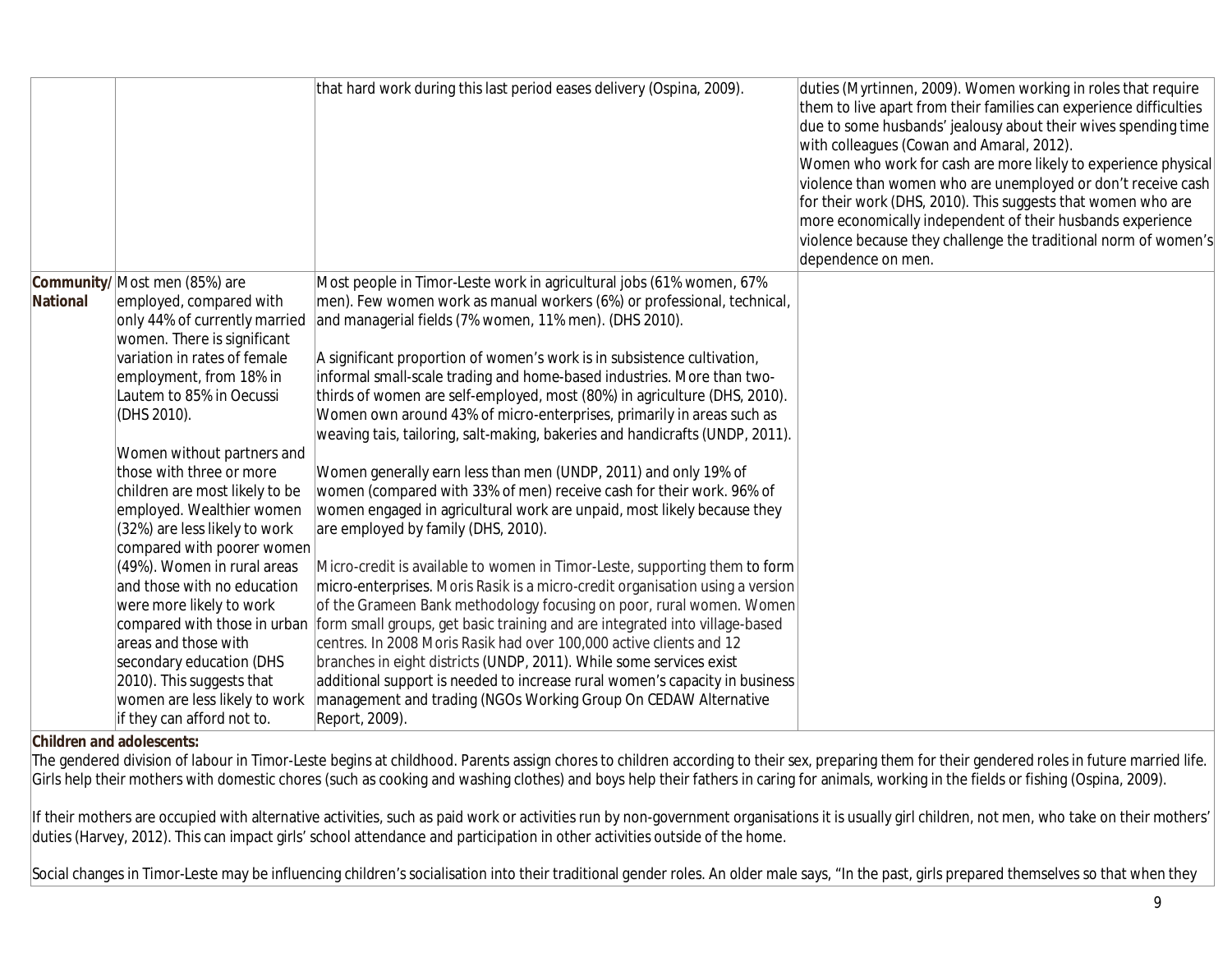| | | | |
|---|---|---|---|
| | | that hard work during this last period eases delivery (Ospina, 2009). | duties (Myrtinnen, 2009). Women working in roles that require them to live apart from their families can experience difficulties due to some husbands' jealousy about their wives spending time with colleagues (Cowan and Amaral, 2012).<br>Women who work for cash are more likely to experience physical violence than women who are unemployed or don't receive cash for their work (DHS, 2010). This suggests that women who are more economically independent of their husbands experience violence because they challenge the traditional norm of women's dependence on men. |
| **Community/ National** | Most men (85%) are employed, compared with only 44% of currently married women. There is significant variation in rates of female employment, from 18% in Lautem to 85% in Oecussi (DHS 2010).<br><br>Women without partners and those with three or more children are most likely to be employed. Wealthier women (32%) are less likely to work compared with poorer women (49%). Women in rural areas and those with no education were more likely to work compared with those in urban areas and those with secondary education (DHS 2010). This suggests that women are less likely to work if they can afford not to. | Most people in Timor-Leste work in agricultural jobs (61% women, 67% men). Few women work as manual workers (6%) or professional, technical, and managerial fields (7% women, 11% men). (DHS 2010).<br><br>A significant proportion of women's work is in subsistence cultivation, informal small-scale trading and home-based industries. More than two-thirds of women are self-employed, most (80%) in agriculture (DHS, 2010). Women own around 43% of micro-enterprises, primarily in areas such as weaving tais, tailoring, salt-making, bakeries and handicrafts (UNDP, 2011).<br><br>Women generally earn less than men (UNDP, 2011) and only 19% of women (compared with 33% of men) receive cash for their work. 96% of women engaged in agricultural work are unpaid, most likely because they are employed by family (DHS, 2010).<br><br>Micro-credit is available to women in Timor-Leste, supporting them to form micro-enterprises. Moris Rasik is a micro-credit organisation using a version of the Grameen Bank methodology focusing on poor, rural women. Women form small groups, get basic training and are integrated into village-based centres. In 2008 Moris Rasik had over 100,000 active clients and 12 branches in eight districts (UNDP, 2011). While some services exist additional support is needed to increase rural women's capacity in business management and trading (NGOs Working Group On CEDAW Alternative Report, 2009). | |

**Children and adolescents:**

The gendered division of labour in Timor-Leste begins at childhood. Parents assign chores to children according to their sex, preparing them for their gendered roles in future married life. Girls help their mothers with domestic chores (such as cooking and washing clothes) and boys help their fathers in caring for animals, working in the fields or fishing (Ospina, 2009).

If their mothers are occupied with alternative activities, such as paid work or activities run by non-government organisations it is usually girl children, not men, who take on their mothers' duties (Harvey, 2012). This can impact girls' school attendance and participation in other activities outside of the home.

Social changes in Timor-Leste may be influencing children's socialisation into their traditional gender roles. An older male says, "In the past, girls prepared themselves so that when they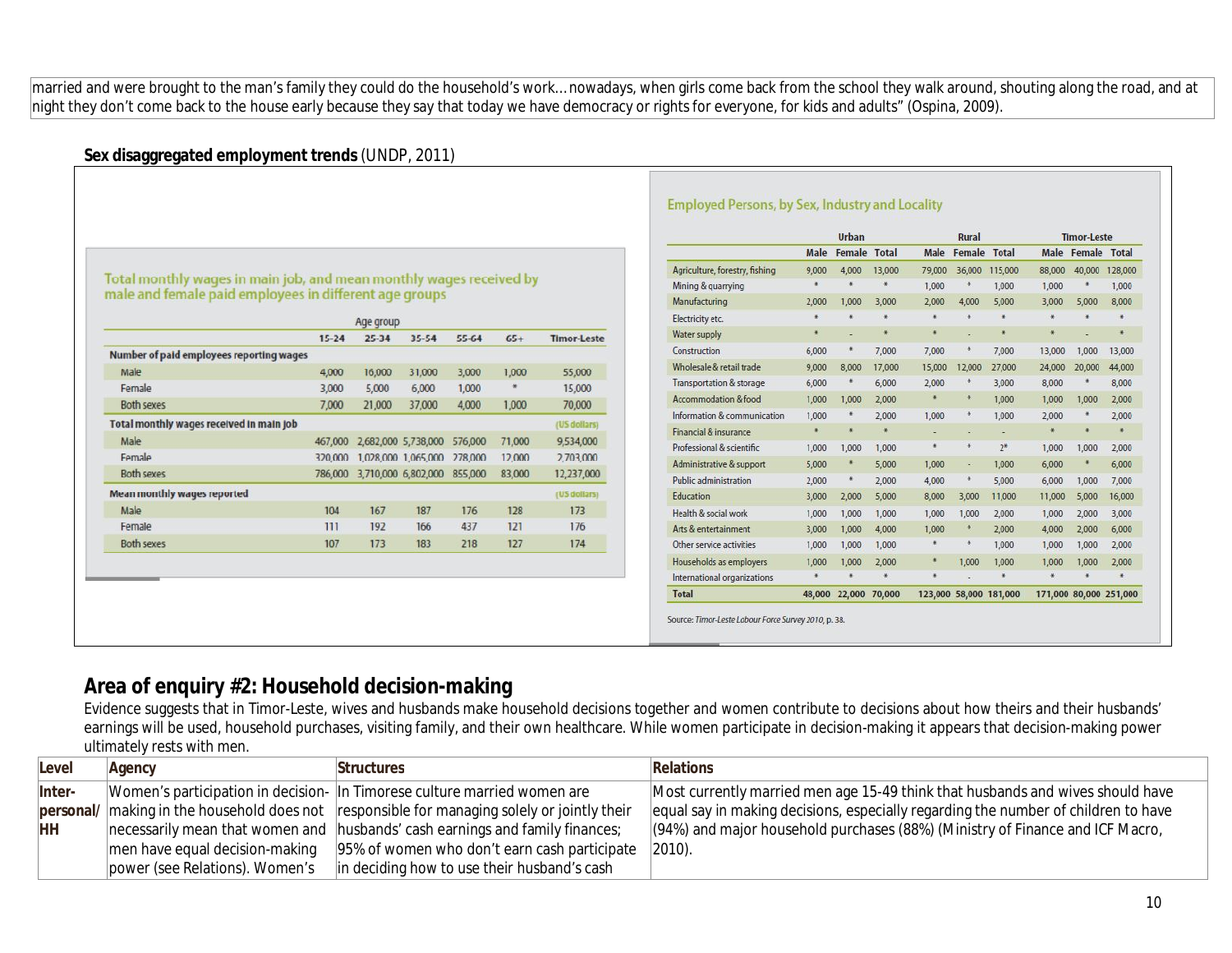married and were brought to the man's family they could do the household's work…nowadays, when girls come back from the school they walk around, shouting along the road, and at night they don't come back to the house early because they say that today we have democracy or rights for everyone, for kids and adults" (Ospina, 2009).

**Sex disaggregated employment trends** (UNDP, 2011)

Total monthly wages in main job, and mean monthly wages received by male and female paid employees in different age groups

| | Age group | | | | | Timor-Leste |
|---|---|---|---|---|---|---|
| | 15-24 | 25-34 | 35-54 | 55-64 | 65+ | |
| **Number of paid employees reporting wages** | | | | | | |
| Male | 4,000 | 16,000 | 31,000 | 3,000 | 1,000 | 55,000 |
| Female | 3,000 | 5,000 | 6,000 | 1,000 | * | 15,000 |
| Both sexes | 7,000 | 21,000 | 37,000 | 4,000 | 1,000 | 70,000 |
| **Total monthly wages received in main job** | | | | | | (US dollars) |
| Male | 467,000 | 2,682,000 | 5,738,000 | 576,000 | 71,000 | 9,534,000 |
| Female | 320,000 | 1,028,000 | 1,065,000 | 278,000 | 12,000 | 2,703,000 |
| Both sexes | 786,000 | 3,710,000 | 6,802,000 | 855,000 | 83,000 | 12,237,000 |
| **Mean monthly wages reported** | | | | | | (US dollars) |
| Male | 104 | 167 | 187 | 176 | 128 | 173 |
| Female | 111 | 192 | 166 | 437 | 121 | 176 |
| Both sexes | 107 | 173 | 183 | 218 | 127 | 174 |

Employed Persons, by Sex, Industry and Locality

| | Urban | | | Rural | | | Timor-Leste | | |
|---|---|---|---|---|---|---|---|---|---|
| | Male | Female | Total | Male | Female | Total | Male | Female | Total |
| Agriculture, forestry, fishing | 9,000 | 4,000 | 13,000 | 79,000 | 36,000 | 115,000 | 88,000 | 40,000 | 128,000 |
| Mining & quarrying | * | * | * | 1,000 | * | 1,000 | 1,000 | * | 1,000 |
| Manufacturing | 2,000 | 1,000 | 3,000 | 2,000 | 4,000 | 5,000 | 3,000 | 5,000 | 8,000 |
| Electricity etc. | * | * | * | * | * | * | * | * | * |
| Water supply | * | - | * | * | - | * | * | - | * |
| Construction | 6,000 | * | 7,000 | 7,000 | * | 7,000 | 13,000 | 1,000 | 13,000 |
| Wholesale & retail trade | 9,000 | 8,000 | 17,000 | 15,000 | 12,000 | 27,000 | 24,000 | 20,000 | 44,000 |
| Transportation & storage | 6,000 | * | 6,000 | 2,000 | * | 3,000 | 8,000 | * | 8,000 |
| Accommodation & food | 1,000 | 1,000 | 2,000 | * | * | 1,000 | 1,000 | 1,000 | 2,000 |
| Information & communication | 1,000 | * | 2,000 | 1,000 | * | 1,000 | 2,000 | * | 2,000 |
| Financial & insurance | * | * | * | - | - | - | * | * | * |
| Professional & scientific | 1,000 | 1,000 | 1,000 | * | * | 2* | 1,000 | 1,000 | 2,000 |
| Administrative & support | 5,000 | * | 5,000 | 1,000 | - | 1,000 | 6,000 | * | 6,000 |
| Public administration | 2,000 | * | 2,000 | 4,000 | * | 5,000 | 6,000 | 1,000 | 7,000 |
| Education | 3,000 | 2,000 | 5,000 | 8,000 | 3,000 | 11,000 | 11,000 | 5,000 | 16,000 |
| Health & social work | 1,000 | 1,000 | 1,000 | 1,000 | 1,000 | 2,000 | 1,000 | 2,000 | 3,000 |
| Arts & entertainment | 3,000 | 1,000 | 4,000 | 1,000 | * | 2,000 | 4,000 | 2,000 | 6,000 |
| Other service activities | 1,000 | 1,000 | 1,000 | * | * | 1,000 | 1,000 | 1,000 | 2,000 |
| Households as employers | 1,000 | 1,000 | 2,000 | * | 1,000 | 1,000 | 1,000 | 1,000 | 2,000 |
| International organizations | * | * | * | * | - | * | * | * | * |
| **Total** | **48,000** | **22,000** | **70,000** | **123,000** | **58,000** | **181,000** | **171,000** | **80,000** | **251,000** |

Source: *Timor-Leste Labour Force Survey 2010*, p. 38.

## Area of enquiry #2: Household decision-making

Evidence suggests that in Timor-Leste, wives and husbands make household decisions together and women contribute to decisions about how theirs and their husbands' earnings will be used, household purchases, visiting family, and their own healthcare. While women participate in decision-making it appears that decision-making power ultimately rests with men.

| Level | Agency | Structures | Relations |
|---|---|---|---|
| Inter-personal/ HH | Women's participation in decision-making in the household does not necessarily mean that women and men have equal decision-making power (see Relations). Women's | In Timorese culture married women are responsible for managing solely or jointly their husbands' cash earnings and family finances; 95% of women who don't earn cash participate in deciding how to use their husband's cash | Most currently married men age 15-49 think that husbands and wives should have equal say in making decisions, especially regarding the number of children to have (94%) and major household purchases (88%) (Ministry of Finance and ICF Macro, 2010). |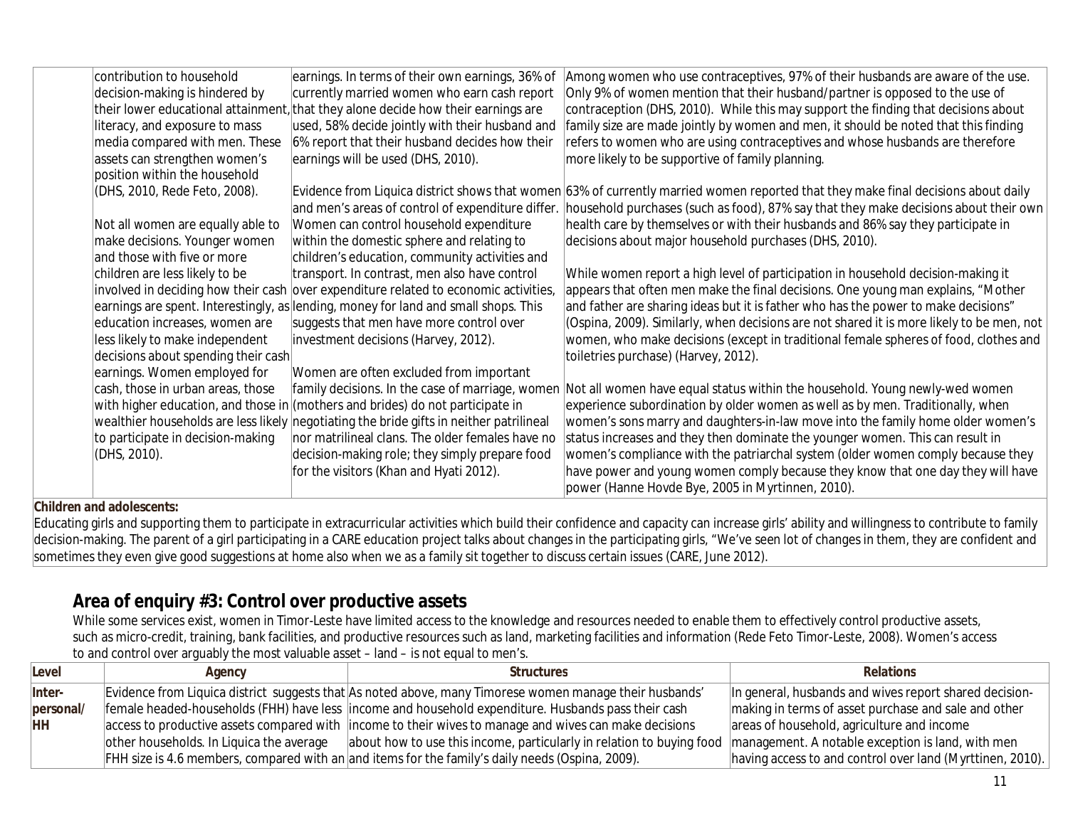| | | | |
|---|---|---|---|
| | contribution to household decision-making is hindered by their lower educational attainment, literacy, and exposure to mass media compared with men. These assets can strengthen women's position within the household (DHS, 2010, Rede Feto, 2008).<br><br>Not all women are equally able to make decisions. Younger women and those with five or more children are less likely to be involved in deciding how their cash earnings are spent. Interestingly, as education increases, women are less likely to make independent decisions about spending their cash earnings. Women employed for cash, those in urban areas, those with higher education, and those in wealthier households are less likely to participate in decision-making (DHS, 2010). | earnings. In terms of their own earnings, 36% of currently married women who earn cash report that they alone decide how their earnings are used, 58% decide jointly with their husband and 6% report that their husband decides how their earnings will be used (DHS, 2010).<br><br>Evidence from Liquica district shows that women and men's areas of control of expenditure differ. Women can control household expenditure within the domestic sphere and relating to children's education, community activities and transport. In contrast, men also have control over expenditure related to economic activities, lending, money for land and small shops. This suggests that men have more control over investment decisions (Harvey, 2012).<br><br>Women are often excluded from important family decisions. In the case of marriage, women (mothers and brides) do not participate in negotiating the bride gifts in neither patrilineal nor matrilineal clans. The older females have no decision-making role; they simply prepare food for the visitors (Khan and Hyati 2012). | Among women who use contraceptives, 97% of their husbands are aware of the use. Only 9% of women mention that their husband/partner is opposed to the use of contraception (DHS, 2010). While this may support the finding that decisions about family size are made jointly by women and men, it should be noted that this finding refers to women who are using contraceptives and whose husbands are therefore more likely to be supportive of family planning.<br><br>63% of currently married women reported that they make final decisions about daily household purchases (such as food), 87% say that they make decisions about their own health care by themselves or with their husbands and 86% say they participate in decisions about major household purchases (DHS, 2010).<br><br>While women report a high level of participation in household decision-making it appears that often men make the final decisions. One young man explains, "Mother and father are sharing ideas but it is father who has the power to make decisions" (Ospina, 2009). Similarly, when decisions are not shared it is more likely to be men, not women, who make decisions (except in traditional female spheres of food, clothes and toiletries purchase) (Harvey, 2012).<br><br>Not all women have equal status within the household. Young newly-wed women experience subordination by older women as well as by men. Traditionally, when women's sons marry and daughters-in-law move into the family home older women's status increases and they then dominate the younger women. This can result in women's compliance with the patriarchal system (older women comply because they have power and young women comply because they know that one day they will have power (Hanne Hovde Bye, 2005 in Myrtinnen, 2010). |
| **Children and adolescents:**<br>Educating girls and supporting them to participate in extracurricular activities which build their confidence and capacity can increase girls' ability and willingness to contribute to family decision-making. The parent of a girl participating in a CARE education project talks about changes in the participating girls, "We've seen lot of changes in them, they are confident and sometimes they even give good suggestions at home also when we as a family sit together to discuss certain issues (CARE, June 2012). | | | |

## Area of enquiry #3: Control over productive assets

While some services exist, women in Timor-Leste have limited access to the knowledge and resources needed to enable them to effectively control productive assets, such as micro-credit, training, bank facilities, and productive resources such as land, marketing facilities and information (Rede Feto Timor-Leste, 2008). Women's access to and control over arguably the most valuable asset – land – is not equal to men's.

| Level | Agency | Structures | Relations |
|---|---|---|---|
| Inter-personal/ HH | Evidence from Liquica district suggests that female headed-households (FHH) have less access to productive assets compared with other households. In Liquica the average FHH size is 4.6 members, compared with an | As noted above, many Timorese women manage their husbands' income and household expenditure. Husbands pass their cash income to their wives to manage and wives can make decisions about how to use this income, particularly in relation to buying food and items for the family's daily needs (Ospina, 2009). | In general, husbands and wives report shared decision-making in terms of asset purchase and sale and other areas of household, agriculture and income management. A notable exception is land, with men having access to and control over land (Myrttinen, 2010). |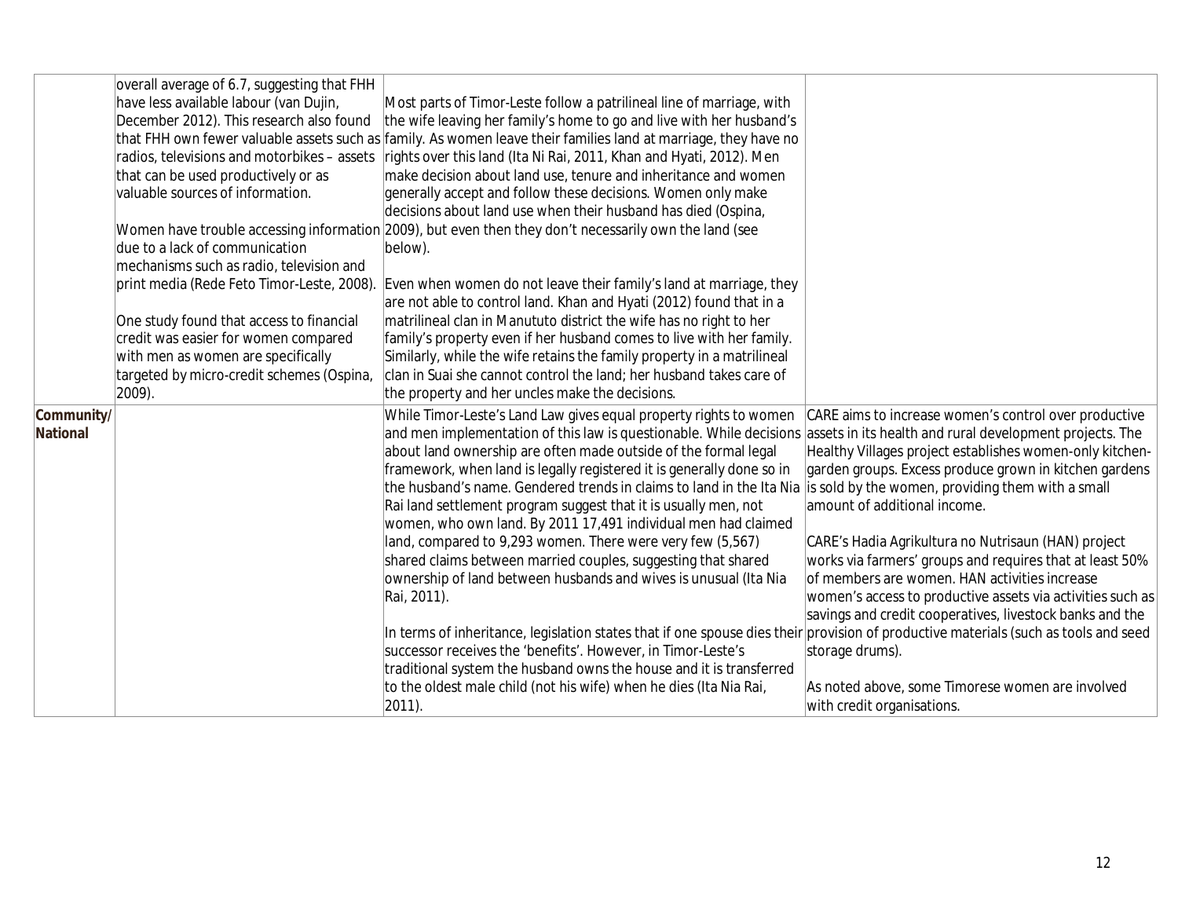| | | | |
|---|---|---|---|
| | overall average of 6.7, suggesting that FHH have less available labour (van Dujin, December 2012). This research also found that FHH own fewer valuable assets such as radios, televisions and motorbikes – assets that can be used productively or as valuable sources of information.<br><br>Women have trouble accessing information due to a lack of communication mechanisms such as radio, television and print media (Rede Feto Timor-Leste, 2008).<br><br>One study found that access to financial credit was easier for women compared with men as women are specifically targeted by micro-credit schemes (Ospina, 2009). | Most parts of Timor-Leste follow a patrilineal line of marriage, with the wife leaving her family's home to go and live with her husband's family. As women leave their families land at marriage, they have no rights over this land (Ita Ni Rai, 2011, Khan and Hyati, 2012). Men make decision about land use, tenure and inheritance and women generally accept and follow these decisions. Women only make decisions about land use when their husband has died (Ospina, 2009), but even then they don't necessarily own the land (see below).<br><br>Even when women do not leave their family's land at marriage, they are not able to control land. Khan and Hyati (2012) found that in a matrilineal clan in Manututo district the wife has no right to her family's property even if her husband comes to live with her family. Similarly, while the wife retains the family property in a matrilineal clan in Suai she cannot control the land; her husband takes care of the property and her uncles make the decisions. | |
| **Community/ National** | | While Timor-Leste's Land Law gives equal property rights to women and men implementation of this law is questionable. While decisions about land ownership are often made outside of the formal legal framework, when land is legally registered it is generally done so in the husband's name. Gendered trends in claims to land in the Ita Nia Rai land settlement program suggest that it is usually men, not women, who own land. By 2011 17,491 individual men had claimed land, compared to 9,293 women. There were very few (5,567) shared claims between married couples, suggesting that shared ownership of land between husbands and wives is unusual (Ita Nia Rai, 2011).<br><br>In terms of inheritance, legislation states that if one spouse dies their successor receives the 'benefits'. However, in Timor-Leste's traditional system the husband owns the house and it is transferred to the oldest male child (not his wife) when he dies (Ita Nia Rai, 2011). | CARE aims to increase women's control over productive assets in its health and rural development projects. The Healthy Villages project establishes women-only kitchen-garden groups. Excess produce grown in kitchen gardens is sold by the women, providing them with a small amount of additional income.<br><br>CARE's Hadia Agrikultura no Nutrisaun (HAN) project works via farmers' groups and requires that at least 50% of members are women. HAN activities increase women's access to productive assets via activities such as savings and credit cooperatives, livestock banks and the provision of productive materials (such as tools and seed storage drums).<br><br>As noted above, some Timorese women are involved with credit organisations. |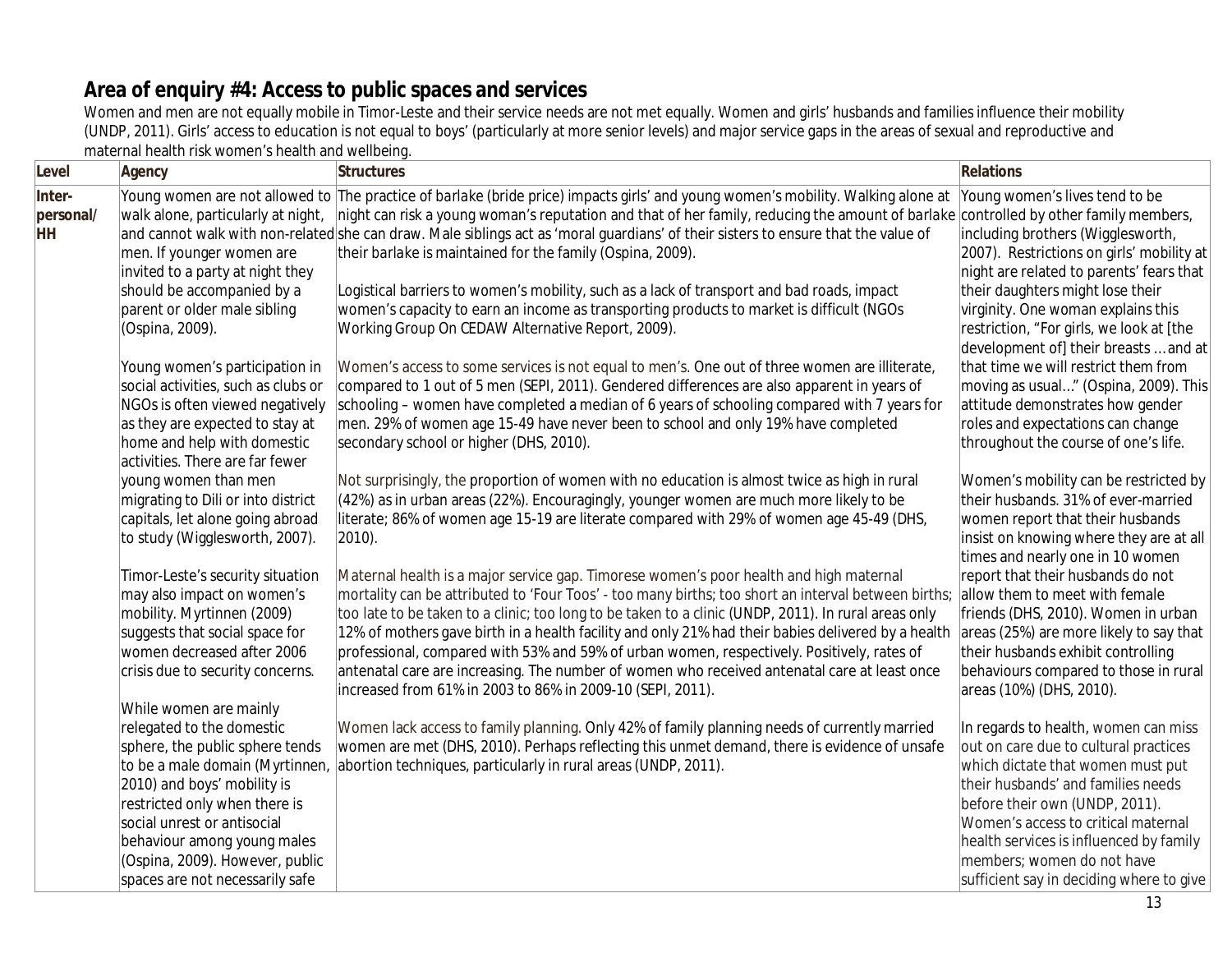## Area of enquiry #4: Access to public spaces and services

Women and men are not equally mobile in Timor-Leste and their service needs are not met equally. Women and girls' husbands and families influence their mobility (UNDP, 2011). Girls' access to education is not equal to boys' (particularly at more senior levels) and major service gaps in the areas of sexual and reproductive and maternal health risk women's health and wellbeing.

| Level | Agency | Structures | Relations |
|---|---|---|---|
| **Inter-personal/ HH** | Young women are not allowed to walk alone, particularly at night, and cannot walk with non-related men. If younger women are invited to a party at night they should be accompanied by a parent or older male sibling (Ospina, 2009).<br><br>Young women's participation in social activities, such as clubs or NGOs is often viewed negatively as they are expected to stay at home and help with domestic activities. There are far fewer young women than men migrating to Dili or into district capitals, let alone going abroad to study (Wigglesworth, 2007).<br><br>Timor-Leste's security situation may also impact on women's mobility. Myrtinnen (2009) suggests that social space for women decreased after 2006 crisis due to security concerns.<br><br>While women are mainly relegated to the domestic sphere, the public sphere tends to be a male domain (Myrtinnen, 2010) and boys' mobility is restricted only when there is social unrest or antisocial behaviour among young males (Ospina, 2009). However, public spaces are not necessarily safe | The practice of *barlake* (bride price) impacts girls' and young women's mobility. Walking alone at night can risk a young woman's reputation and that of her family, reducing the amount of *barlake* she can draw. Male siblings act as 'moral guardians' of their sisters to ensure that the value of their *barlake* is maintained for the family (Ospina, 2009).<br><br>Logistical barriers to women's mobility, such as a lack of transport and bad roads, impact women's capacity to earn an income as transporting products to market is difficult (NGOs Working Group On CEDAW Alternative Report, 2009).<br><br>Women's access to some services is not equal to men's. One out of three women are illiterate, compared to 1 out of 5 men (SEPI, 2011). Gendered differences are also apparent in years of schooling – women have completed a median of 6 years of schooling compared with 7 years for men. 29% of women age 15-49 have never been to school and only 19% have completed secondary school or higher (DHS, 2010).<br><br>Not surprisingly, the proportion of women with no education is almost twice as high in rural (42%) as in urban areas (22%). Encouragingly, younger women are much more likely to be literate; 86% of women age 15-19 are literate compared with 29% of women age 45-49 (DHS, 2010).<br><br>Maternal health is a major service gap. Timorese women's poor health and high maternal mortality can be attributed to 'Four Toos' - too many births; too short an interval between births; too late to be taken to a clinic; too long to be taken to a clinic (UNDP, 2011). In rural areas only 12% of mothers gave birth in a health facility and only 21% had their babies delivered by a health professional, compared with 53% and 59% of urban women, respectively. Positively, rates of antenatal care are increasing. The number of women who received antenatal care at least once increased from 61% in 2003 to 86% in 2009-10 (SEPI, 2011).<br><br>Women lack access to family planning. Only 42% of family planning needs of currently married women are met (DHS, 2010). Perhaps reflecting this unmet demand, there is evidence of unsafe abortion techniques, particularly in rural areas (UNDP, 2011). | Young women's lives tend to be controlled by other family members, including brothers (Wigglesworth, 2007). Restrictions on girls' mobility at night are related to parents' fears that their daughters might lose their virginity. One woman explains this restriction, "For girls, we look at [the development of] their breasts ... and at that time we will restrict them from moving as usual..." (Ospina, 2009). This attitude demonstrates how gender roles and expectations can change throughout the course of one's life.<br><br>Women's mobility can be restricted by their husbands. 31% of ever-married women report that their husbands insist on knowing where they are at all times and nearly one in 10 women report that their husbands do not allow them to meet with female friends (DHS, 2010). Women in urban areas (25%) are more likely to say that their husbands exhibit controlling behaviours compared to those in rural areas (10%) (DHS, 2010).<br><br>In regards to health, women can miss out on care due to cultural practices which dictate that women must put their husbands' and families needs before their own (UNDP, 2011). Women's access to critical maternal health services is influenced by family members; women do not have sufficient say in deciding where to give |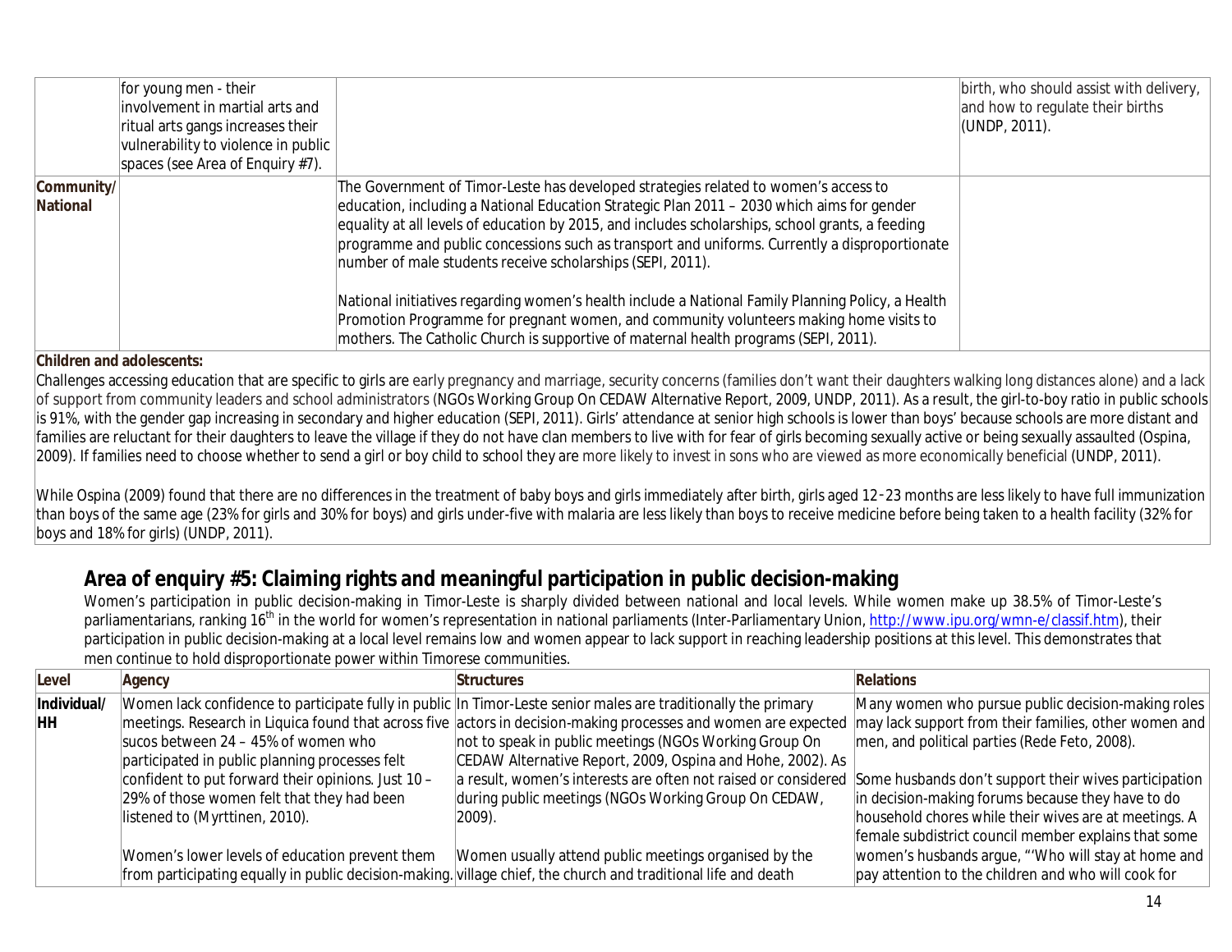| | | | |
|---|---|---|---|
| | for young men - their involvement in martial arts and ritual arts gangs increases their vulnerability to violence in public spaces (see Area of Enquiry #7). | | birth, who should assist with delivery, and how to regulate their births (UNDP, 2011). |
| **Community/ National** | | The Government of Timor-Leste has developed strategies related to women's access to education, including a National Education Strategic Plan 2011 – 2030 which aims for gender equality at all levels of education by 2015, and includes scholarships, school grants, a feeding programme and public concessions such as transport and uniforms. Currently a disproportionate number of male students receive scholarships (SEPI, 2011).<br><br>National initiatives regarding women's health include a National Family Planning Policy, a Health Promotion Programme for pregnant women, and community volunteers making home visits to mothers. The Catholic Church is supportive of maternal health programs (SEPI, 2011). | |

**Children and adolescents:**

Challenges accessing education that are specific to girls are early pregnancy and marriage, security concerns (families don't want their daughters walking long distances alone) and a lack of support from community leaders and school administrators (NGOs Working Group On CEDAW Alternative Report, 2009, UNDP, 2011). As a result, the girl-to-boy ratio in public schools is 91%, with the gender gap increasing in secondary and higher education (SEPI, 2011). Girls' attendance at senior high schools is lower than boys' because schools are more distant and families are reluctant for their daughters to leave the village if they do not have clan members to live with for fear of girls becoming sexually active or being sexually assaulted (Ospina, 2009). If families need to choose whether to send a girl or boy child to school they are more likely to invest in sons who are viewed as more economically beneficial (UNDP, 2011).

While Ospina (2009) found that there are no differences in the treatment of baby boys and girls immediately after birth, girls aged 12-23 months are less likely to have full immunization than boys of the same age (23% for girls and 30% for boys) and girls under-five with malaria are less likely than boys to receive medicine before being taken to a health facility (32% for boys and 18% for girls) (UNDP, 2011).

## Area of enquiry #5: Claiming rights and meaningful participation in public decision-making

Women's participation in public decision-making in Timor-Leste is sharply divided between national and local levels. While women make up 38.5% of Timor-Leste's parliamentarians, ranking 16th in the world for women's representation in national parliaments (Inter-Parliamentary Union, http://www.ipu.org/wmn-e/classif.htm), their participation in public decision-making at a local level remains low and women appear to lack support in reaching leadership positions at this level. This demonstrates that men continue to hold disproportionate power within Timorese communities.

| Level | Agency | Structures | Relations |
|---|---|---|---|
| **Individual/ HH** | Women lack confidence to participate fully in public meetings. Research in Liquica found that across five sucos between 24 – 45% of women who participated in public planning processes felt confident to put forward their opinions. Just 10 – 29% of those women felt that they had been listened to (Myrttinen, 2010).<br><br>Women's lower levels of education prevent them from participating equally in public decision-making. | In Timor-Leste senior males are traditionally the primary actors in decision-making processes and women are expected not to speak in public meetings (NGOs Working Group On CEDAW Alternative Report, 2009, Ospina and Hohe, 2002). As a result, women's interests are often not raised or considered during public meetings (NGOs Working Group On CEDAW, 2009).<br><br>Women usually attend public meetings organised by the village chief, the church and traditional life and death | Many women who pursue public decision-making roles may lack support from their families, other women and men, and political parties (Rede Feto, 2008).<br><br>Some husbands don't support their wives participation in decision-making forums because they have to do household chores while their wives are at meetings. A female subdistrict council member explains that some women's husbands argue, "'Who will stay at home and pay attention to the children and who will cook for |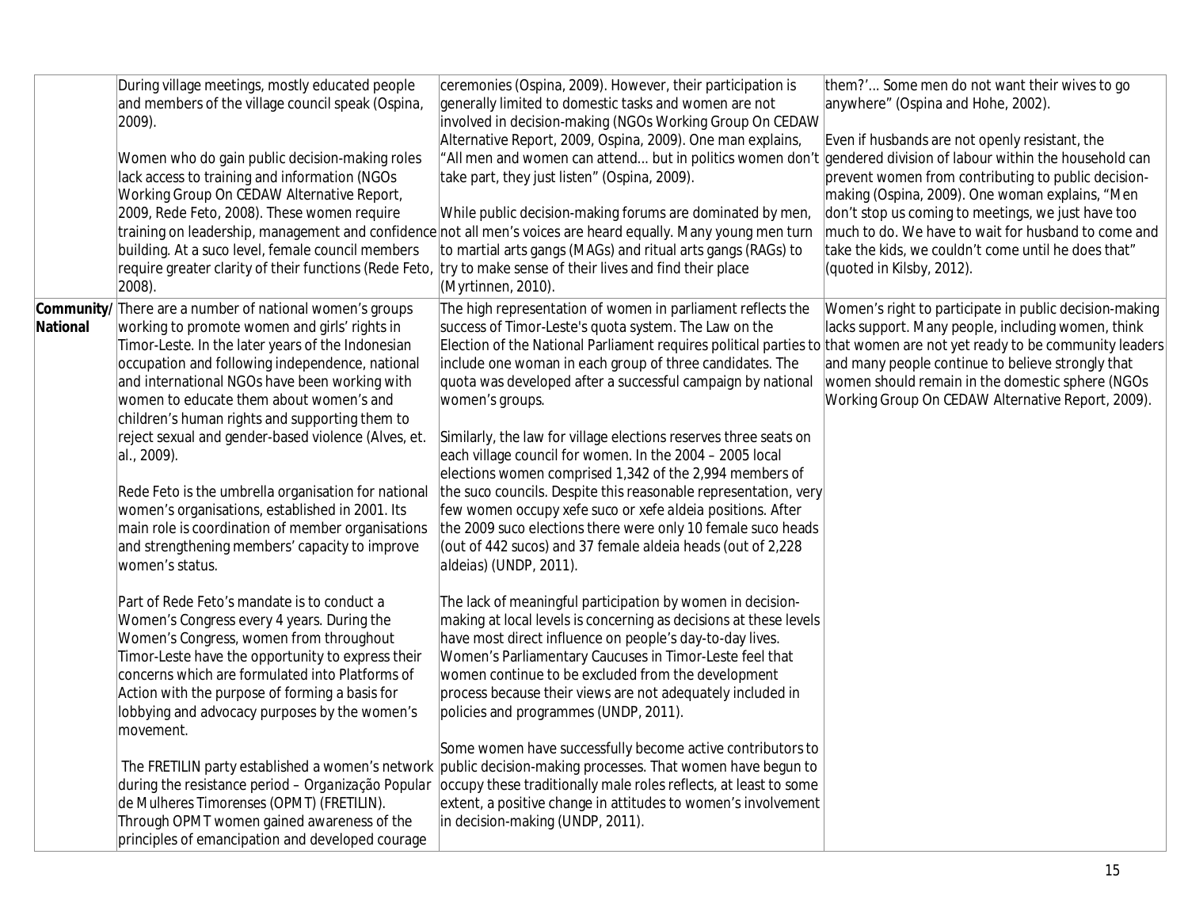| | | | |
|---|---|---|---|
| | During village meetings, mostly educated people and members of the village council speak (Ospina, 2009).<br><br>Women who do gain public decision-making roles lack access to training and information (NGOs Working Group On CEDAW Alternative Report, 2009, Rede Feto, 2008). These women require training on leadership, management and confidence building. At a suco level, female council members require greater clarity of their functions (Rede Feto, 2008). | ceremonies (Ospina, 2009). However, their participation is generally limited to domestic tasks and women are not involved in decision-making (NGOs Working Group On CEDAW Alternative Report, 2009, Ospina, 2009). One man explains, "All men and women can attend... but in politics women don't take part, they just listen" (Ospina, 2009).<br><br>While public decision-making forums are dominated by men, not all men's voices are heard equally. Many young men turn to martial arts gangs (MAGs) and ritual arts gangs (RAGs) to try to make sense of their lives and find their place (Myrtinnen, 2010). | them?'... Some men do not want their wives to go anywhere" (Ospina and Hohe, 2002).<br><br>Even if husbands are not openly resistant, the gendered division of labour within the household can prevent women from contributing to public decision-making (Ospina, 2009). One woman explains, "Men don't stop us coming to meetings, we just have too much to do. We have to wait for husband to come and take the kids, we couldn't come until he does that" (quoted in Kilsby, 2012). |
| **Community/ National** | There are a number of national women's groups working to promote women and girls' rights in Timor-Leste. In the later years of the Indonesian occupation and following independence, national and international NGOs have been working with women to educate them about women's and children's human rights and supporting them to reject sexual and gender-based violence (Alves, et. al., 2009).<br><br>Rede Feto is the umbrella organisation for national women's organisations, established in 2001. Its main role is coordination of member organisations and strengthening members' capacity to improve women's status.<br><br>Part of Rede Feto's mandate is to conduct a Women's Congress every 4 years. During the Women's Congress, women from throughout Timor-Leste have the opportunity to express their concerns which are formulated into Platforms of Action with the purpose of forming a basis for lobbying and advocacy purposes by the women's movement.<br><br>The FRETILIN party established a women's network during the resistance period – *Organização Popular de Mulheres Timorenses* (OPMT) (FRETILIN). Through OPMT women gained awareness of the principles of emancipation and developed courage | The high representation of women in parliament reflects the success of Timor-Leste's quota system. The Law on the Election of the National Parliament requires political parties to include one woman in each group of three candidates. The quota was developed after a successful campaign by national women's groups.<br><br>Similarly, the law for village elections reserves three seats on each village council for women. In the 2004 – 2005 local elections women comprised 1,342 of the 2,994 members of the suco councils. Despite this reasonable representation, very few women occupy xefe suco or xefe *aldeia* positions. After the 2009 suco elections there were only 10 female suco heads (out of 442 sucos) and 37 female aldeia heads (out of 2,228 aldeias) (UNDP, 2011).<br><br>The lack of meaningful participation by women in decision-making at local levels is concerning as decisions at these levels have most direct influence on people's day-to-day lives. Women's Parliamentary Caucuses in Timor-Leste feel that women continue to be excluded from the development process because their views are not adequately included in policies and programmes (UNDP, 2011).<br><br>Some women have successfully become active contributors to public decision-making processes. That women have begun to occupy these traditionally male roles reflects, at least to some extent, a positive change in attitudes to women's involvement in decision-making (UNDP, 2011). | Women's right to participate in public decision-making lacks support. Many people, including women, think that women are not yet ready to be community leaders and many people continue to believe strongly that women should remain in the domestic sphere (NGOs Working Group On CEDAW Alternative Report, 2009). |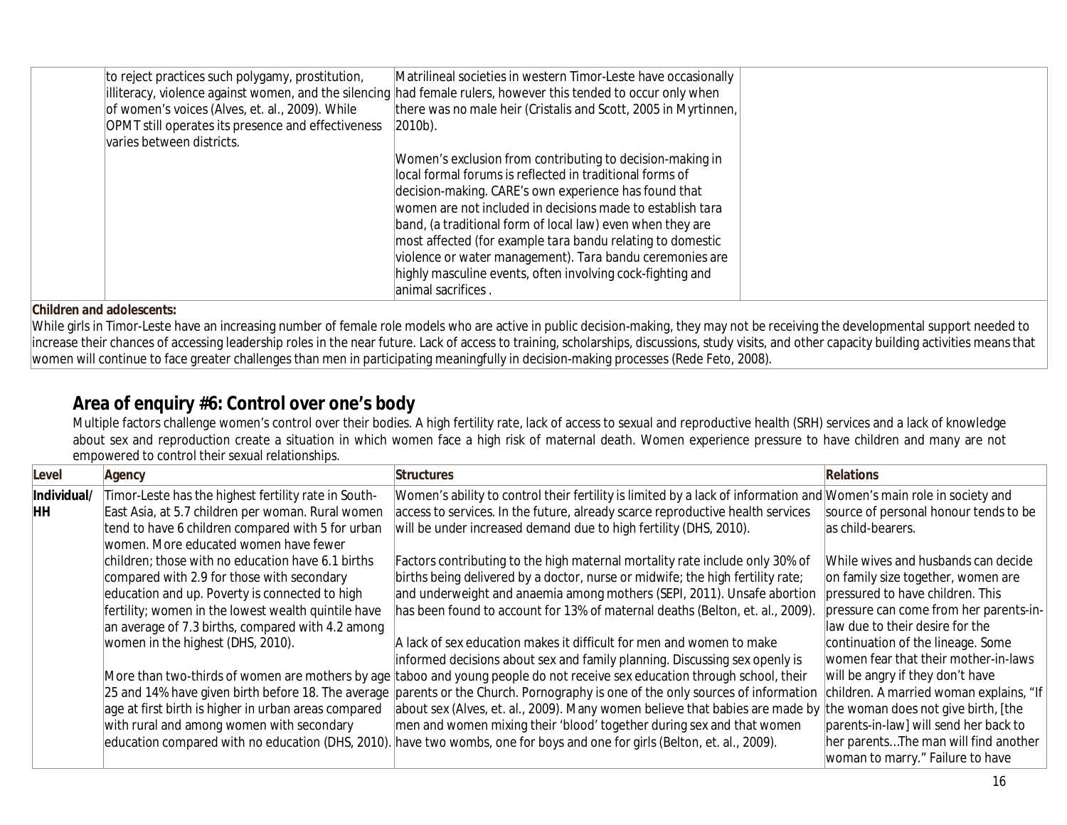| | | | |
|---|---|---|---|
| | to reject practices such polygamy, prostitution, illiteracy, violence against women, and the silencing of women's voices (Alves, et. al., 2009). While OPMT still operates its presence and effectiveness varies between districts. | Matrilineal societies in western Timor-Leste have occasionally had female rulers, however this tended to occur only when there was no male heir (Cristalis and Scott, 2005 in Myrtinnen, 2010b).<br><br>Women's exclusion from contributing to decision-making in local formal forums is reflected in traditional forms of decision-making. CARE's own experience has found that women are not included in decisions made to establish tara band, (a traditional form of local law) even when they are most affected (for example *tara bandu* relating to domestic violence or water management). *Tara bandu* ceremonies are highly masculine events, often involving cock-fighting and animal sacrifices . | |

**Children and adolescents:**

While girls in Timor-Leste have an increasing number of female role models who are active in public decision-making, they may not be receiving the developmental support needed to increase their chances of accessing leadership roles in the near future. Lack of access to training, scholarships, discussions, study visits, and other capacity building activities means that women will continue to face greater challenges than men in participating meaningfully in decision-making processes (Rede Feto, 2008).

## Area of enquiry #6: Control over one's body

Multiple factors challenge women's control over their bodies. A high fertility rate, lack of access to sexual and reproductive health (SRH) services and a lack of knowledge about sex and reproduction create a situation in which women face a high risk of maternal death. Women experience pressure to have children and many are not empowered to control their sexual relationships.

| Level | Agency | Structures | Relations |
|---|---|---|---|
| Individual/ HH | Timor-Leste has the highest fertility rate in South-East Asia, at 5.7 children per woman. Rural women tend to have 6 children compared with 5 for urban women. More educated women have fewer children; those with no education have 6.1 births compared with 2.9 for those with secondary education and up. Poverty is connected to high fertility; women in the lowest wealth quintile have an average of 7.3 births, compared with 4.2 among women in the highest (DHS, 2010).<br><br>More than two-thirds of women are mothers by age 25 and 14% have given birth before 18. The average age at first birth is higher in urban areas compared with rural and among women with secondary education compared with no education (DHS, 2010). | Women's ability to control their fertility is limited by a lack of information and access to services. In the future, already scarce reproductive health services will be under increased demand due to high fertility (DHS, 2010).<br><br>Factors contributing to the high maternal mortality rate include only 30% of births being delivered by a doctor, nurse or midwife; the high fertility rate; and underweight and anaemia among mothers (SEPI, 2011). Unsafe abortion has been found to account for 13% of maternal deaths (Belton, et. al., 2009).<br><br>A lack of sex education makes it difficult for men and women to make informed decisions about sex and family planning. Discussing sex openly is taboo and young people do not receive sex education through school, their parents or the Church. Pornography is one of the only sources of information about sex (Alves, et. al., 2009). Many women believe that babies are made by men and women mixing their 'blood' together during sex and that women have two wombs, one for boys and one for girls (Belton, et. al., 2009). | Women's main role in society and source of personal honour tends to be as child-bearers.<br><br>While wives and husbands can decide on family size together, women are pressured to have children. This pressure can come from her parents-in-law due to their desire for the continuation of the lineage. Some women fear that their mother-in-laws will be angry if they don't have children. A married woman explains, "If the woman does not give birth, [the parents-in-law] will send her back to her parents...The man will find another woman to marry." Failure to have |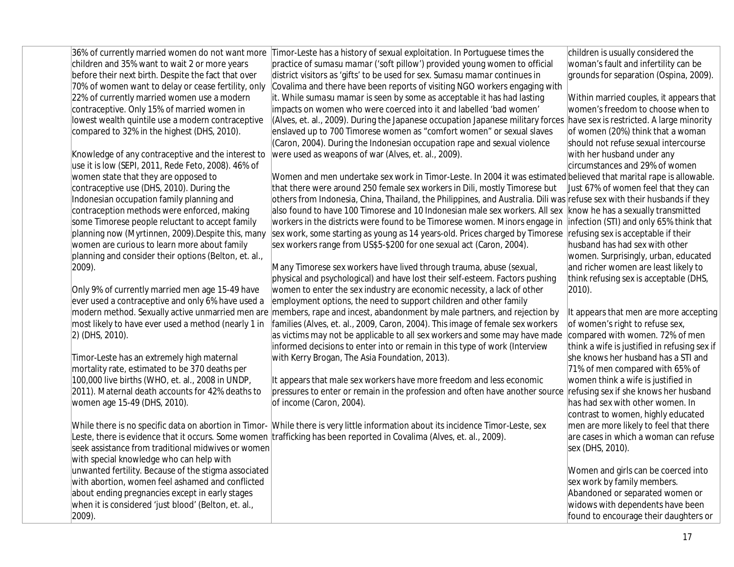36% of currently married women do not want more children and 35% want to wait 2 or more years before their next birth. Despite the fact that over 70% of women want to delay or cease fertility, only 22% of currently married women use a modern contraceptive. Only 15% of married women in lowest wealth quintile use a modern contraceptive compared to 32% in the highest (DHS, 2010).

Knowledge of any contraceptive and the interest to use it is low (SEPI, 2011, Rede Feto, 2008). 46% of women state that they are opposed to contraceptive use (DHS, 2010). During the Indonesian occupation family planning and contraception methods were enforced, making some Timorese people reluctant to accept family planning now (Myrtinnen, 2009).Despite this, many women are curious to learn more about family planning and consider their options (Belton, et. al., 2009).

Only 9% of currently married men age 15-49 have ever used a contraceptive and only 6% have used a modern method. Sexually active unmarried men are most likely to have ever used a method (nearly 1 in 2) (DHS, 2010).

Timor-Leste has an extremely high maternal mortality rate, estimated to be 370 deaths per 100,000 live births (WHO, et. al., 2008 in UNDP, 2011). Maternal death accounts for 42% deaths to women age 15-49 (DHS, 2010).

While there is no specific data on abortion in Timor-Leste, there is evidence that it occurs. Some women seek assistance from traditional midwives or women with special knowledge who can help with unwanted fertility. Because of the stigma associated with abortion, women feel ashamed and conflicted about ending pregnancies except in early stages when it is considered 'just blood' (Belton, et. al., 2009).

Timor-Leste has a history of sexual exploitation. In Portuguese times the practice of *sumasu mamar* ('soft pillow') provided young women to official district visitors as 'gifts' to be used for sex. *Sumasu mamar* continues in Covalima and there have been reports of visiting NGO workers engaging with it. While *sumasu mamar* is seen by some as acceptable it has had lasting impacts on women who were coerced into it and labelled 'bad women' (Alves, et. al., 2009). During the Japanese occupation Japanese military forces enslaved up to 700 Timorese women as "comfort women" or sexual slaves (Caron, 2004). During the Indonesian occupation rape and sexual violence were used as weapons of war (Alves, et. al., 2009).

Women and men undertake sex work in Timor-Leste. In 2004 it was estimated that there were around 250 female sex workers in Dili, mostly Timorese but others from Indonesia, China, Thailand, the Philippines, and Australia. Dili was also found to have 100 Timorese and 10 Indonesian male sex workers. All sex workers in the districts were found to be Timorese women. Minors engage in sex work, some starting as young as 14 years-old. Prices charged by Timorese sex workers range from US$5-$200 for one sexual act (Caron, 2004).

Many Timorese sex workers have lived through trauma, abuse (sexual, physical and psychological) and have lost their self-esteem. Factors pushing women to enter the sex industry are economic necessity, a lack of other employment options, the need to support children and other family members, rape and incest, abandonment by male partners, and rejection by families (Alves, et. al., 2009, Caron, 2004). This image of female sex workers as victims may not be applicable to all sex workers and some may have made informed decisions to enter into or remain in this type of work (Interview with Kerry Brogan, The Asia Foundation, 2013).

It appears that male sex workers have more freedom and less economic pressures to enter or remain in the profession and often have another source of income (Caron, 2004).

While there is very little information about its incidence Timor-Leste, sex trafficking has been reported in Covalima (Alves, et. al., 2009).

children is usually considered the woman's fault and infertility can be grounds for separation (Ospina, 2009).

Within married couples, it appears that women's freedom to choose when to have sex is restricted. A large minority of women (20%) think that a woman should not refuse sexual intercourse with her husband under any circumstances and 29% of women believed that marital rape is allowable. Just 67% of women feel that they can refuse sex with their husbands if they know he has a sexually transmitted infection (STI) and only 65% think that refusing sex is acceptable if their husband has had sex with other women. Surprisingly, urban, educated and richer women are least likely to think refusing sex is acceptable (DHS, 2010).

It appears that men are more accepting of women's right to refuse sex, compared with women. 72% of men think a wife is justified in refusing sex if she knows her husband has a STI and 71% of men compared with 65% of women think a wife is justified in refusing sex if she knows her husband has had sex with other women. In contrast to women, highly educated men are more likely to feel that there are cases in which a woman can refuse sex (DHS, 2010).

Women and girls can be coerced into sex work by family members. Abandoned or separated women or widows with dependents have been found to encourage their daughters or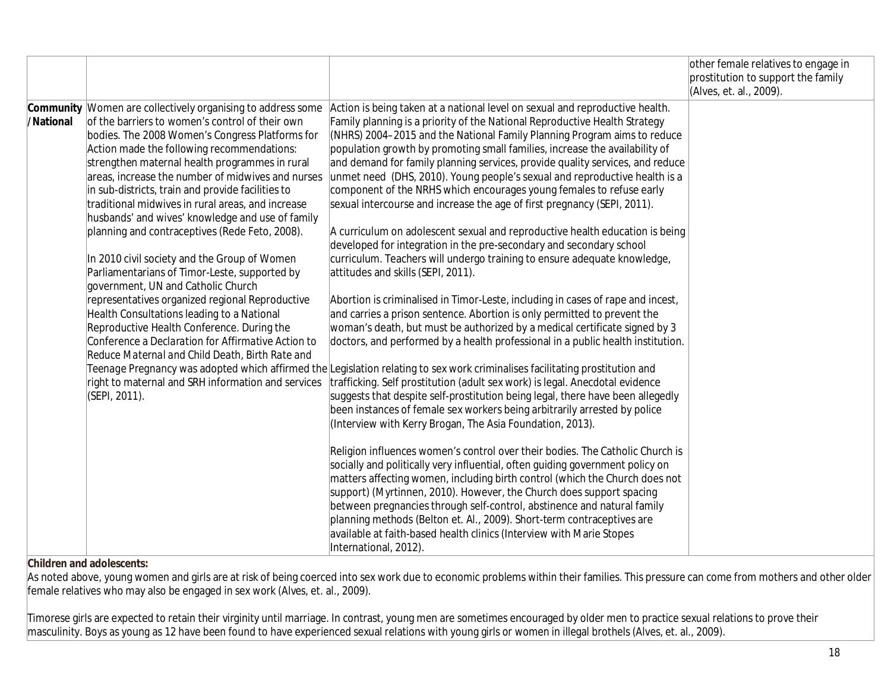| | | | |
|---|---|---|---|
| | | | other female relatives to engage in prostitution to support the family (Alves, et. al., 2009). |
| **Community /National** | Women are collectively organising to address some of the barriers to women's control of their own bodies. The 2008 Women's Congress Platforms for Action made the following recommendations: strengthen maternal health programmes in rural areas, increase the number of midwives and nurses in sub-districts, train and provide facilities to traditional midwives in rural areas, and increase husbands' and wives' knowledge and use of family planning and contraceptives (Rede Feto, 2008).<br><br>In 2010 civil society and the Group of Women Parliamentarians of Timor-Leste, supported by government, UN and Catholic Church representatives organized regional Reproductive Health Consultations leading to a National Reproductive Health Conference. During the Conference a *Declaration for Affirmative Action to Reduce Maternal and Child Death, Birth Rate and Teenage Pregnancy* was adopted which affirmed the right to maternal and SRH information and services (SEPI, 2011). | Action is being taken at a national level on sexual and reproductive health. Family planning is a priority of the National Reproductive Health Strategy (NHRS) 2004–2015 and the National Family Planning Program aims to reduce population growth by promoting small families, increase the availability of and demand for family planning services, provide quality services, and reduce unmet need (DHS, 2010). Young people's sexual and reproductive health is a component of the NRHS which encourages young females to refuse early sexual intercourse and increase the age of first pregnancy (SEPI, 2011).<br><br>A curriculum on adolescent sexual and reproductive health education is being developed for integration in the pre-secondary and secondary school curriculum. Teachers will undergo training to ensure adequate knowledge, attitudes and skills (SEPI, 2011).<br><br>Abortion is criminalised in Timor-Leste, including in cases of rape and incest, and carries a prison sentence. Abortion is only permitted to prevent the woman's death, but must be authorized by a medical certificate signed by 3 doctors, and performed by a health professional in a public health institution.<br><br>Legislation relating to sex work criminalises facilitating prostitution and trafficking. Self prostitution (adult sex work) is legal. Anecdotal evidence suggests that despite self-prostitution being legal, there have been allegedly been instances of female sex workers being arbitrarily arrested by police (Interview with Kerry Brogan, The Asia Foundation, 2013).<br><br>Religion influences women's control over their bodies. The Catholic Church is socially and politically very influential, often guiding government policy on matters affecting women, including birth control (which the Church does not support) (Myrtinnen, 2010). However, the Church does support spacing between pregnancies through self-control, abstinence and natural family planning methods (Belton et. Al., 2009). Short-term contraceptives are available at faith-based health clinics (Interview with Marie Stopes International, 2012). | |

**Children and adolescents:**

As noted above, young women and girls are at risk of being coerced into sex work due to economic problems within their families. This pressure can come from mothers and other older female relatives who may also be engaged in sex work (Alves, et. al., 2009).

Timorese girls are expected to retain their virginity until marriage. In contrast, young men are sometimes encouraged by older men to practice sexual relations to prove their masculinity. Boys as young as 12 have been found to have experienced sexual relations with young girls or women in illegal brothels (Alves, et. al., 2009).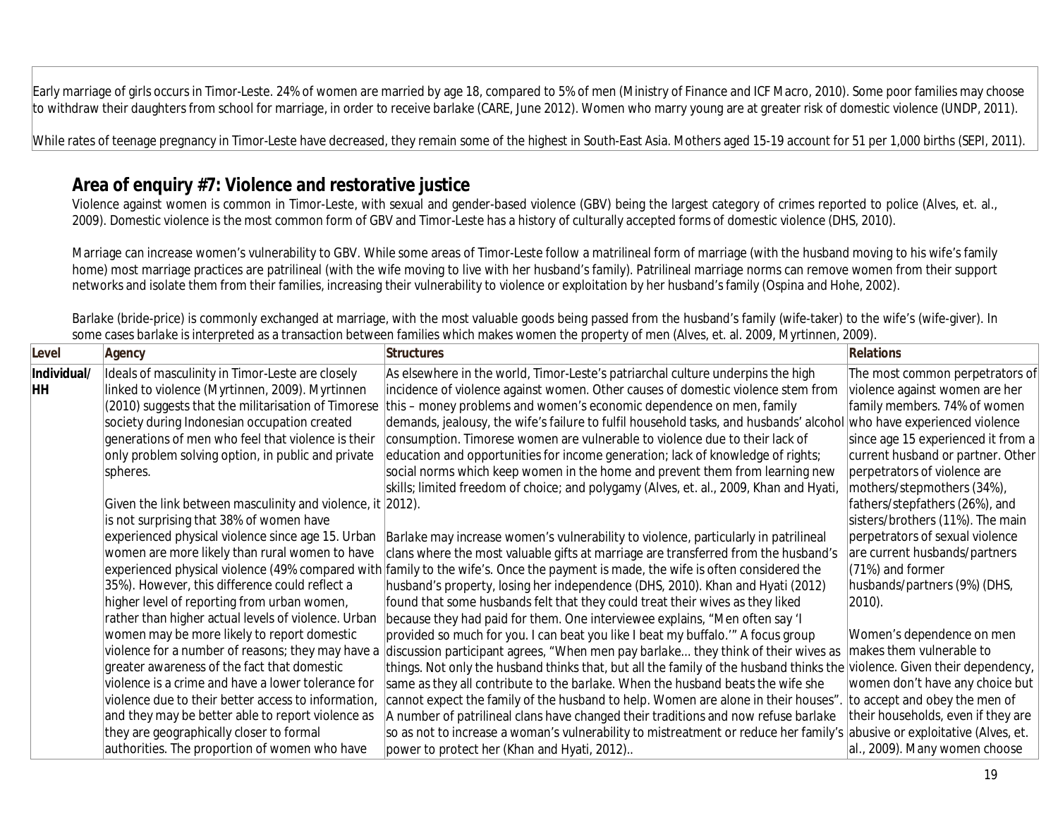Early marriage of girls occurs in Timor-Leste. 24% of women are married by age 18, compared to 5% of men (Ministry of Finance and ICF Macro, 2010). Some poor families may choose to withdraw their daughters from school for marriage, in order to receive *barlake* (CARE, June 2012). Women who marry young are at greater risk of domestic violence (UNDP, 2011).

While rates of teenage pregnancy in Timor-Leste have decreased, they remain some of the highest in South-East Asia. Mothers aged 15-19 account for 51 per 1,000 births (SEPI, 2011).

## Area of enquiry #7: Violence and restorative justice

Violence against women is common in Timor-Leste, with sexual and gender-based violence (GBV) being the largest category of crimes reported to police (Alves, et. al., 2009). Domestic violence is the most common form of GBV and Timor-Leste has a history of culturally accepted forms of domestic violence (DHS, 2010).

Marriage can increase women's vulnerability to GBV. While some areas of Timor-Leste follow a matrilineal form of marriage (with the husband moving to his wife's family home) most marriage practices are patrilineal (with the wife moving to live with her husband's family). Patrilineal marriage norms can remove women from their support networks and isolate them from their families, increasing their vulnerability to violence or exploitation by her husband's family (Ospina and Hohe, 2002).

*Barlake* (bride-price) is commonly exchanged at marriage, with the most valuable goods being passed from the husband's family (wife-taker) to the wife's (wife-giver). In some cases *barlake* is interpreted as a transaction between families which makes women the property of men (Alves, et. al. 2009, Myrtinnen, 2009).

| Level | Agency | Structures | Relations |
|---|---|---|---|
| Individual/ HH | Ideals of masculinity in Timor-Leste are closely linked to violence (Myrtinnen, 2009). Myrtinnen (2010) suggests that the militarisation of Timorese society during Indonesian occupation created generations of men who feel that violence is their only problem solving option, in public and private spheres.<br><br>Given the link between masculinity and violence, it is not surprising that 38% of women have experienced physical violence since age 15. Urban women are more likely than rural women to have experienced physical violence (49% compared with 35%). However, this difference could reflect a higher level of reporting from urban women, rather than higher actual levels of violence. Urban women may be more likely to report domestic violence for a number of reasons; they may have a greater awareness of the fact that domestic violence is a crime and have a lower tolerance for violence due to their better access to information, and they may be better able to report violence as they are geographically closer to formal authorities. The proportion of women who have | As elsewhere in the world, Timor-Leste's patriarchal culture underpins the high incidence of violence against women. Other causes of domestic violence stem from this – money problems and women's economic dependence on men, family demands, jealousy, the wife's failure to fulfil household tasks, and husbands' alcohol consumption. Timorese women are vulnerable to violence due to their lack of education and opportunities for income generation; lack of knowledge of rights; social norms which keep women in the home and prevent them from learning new skills; limited freedom of choice; and polygamy (Alves, et. al., 2009, Khan and Hyati, 2012).<br><br>*Barlake* may increase women's vulnerability to violence, particularly in patrilineal clans where the most valuable gifts at marriage are transferred from the husband's family to the wife's. Once the payment is made, the wife is often considered the husband's property, losing her independence (DHS, 2010). Khan and Hyati (2012) found that some husbands felt that they could treat their wives as they liked because they had paid for them. One interviewee explains, "Men often say 'I provided so much for you. I can beat you like I beat my buffalo.'" A focus group discussion participant agrees, "When men pay *barlake*... they think of their wives as things. Not only the husband thinks that, but all the family of the husband thinks the same as they all contribute to the *barlake*. When the husband beats the wife she cannot expect the family of the husband to help. Women are alone in their houses". A number of patrilineal clans have changed their traditions and now refuse *barlake* so as not to increase a woman's vulnerability to mistreatment or reduce her family's power to protect her (Khan and Hyati, 2012).. | The most common perpetrators of violence against women are her family members. 74% of women who have experienced violence since age 15 experienced it from a current husband or partner. Other perpetrators of violence are mothers/stepmothers (34%), fathers/stepfathers (26%), and sisters/brothers (11%). The main perpetrators of sexual violence are current husbands/partners (71%) and former husbands/partners (9%) (DHS, 2010).<br><br>Women's dependence on men makes them vulnerable to violence. Given their dependency, women don't have any choice but to accept and obey the men of their households, even if they are abusive or exploitative (Alves, et. al., 2009). Many women choose |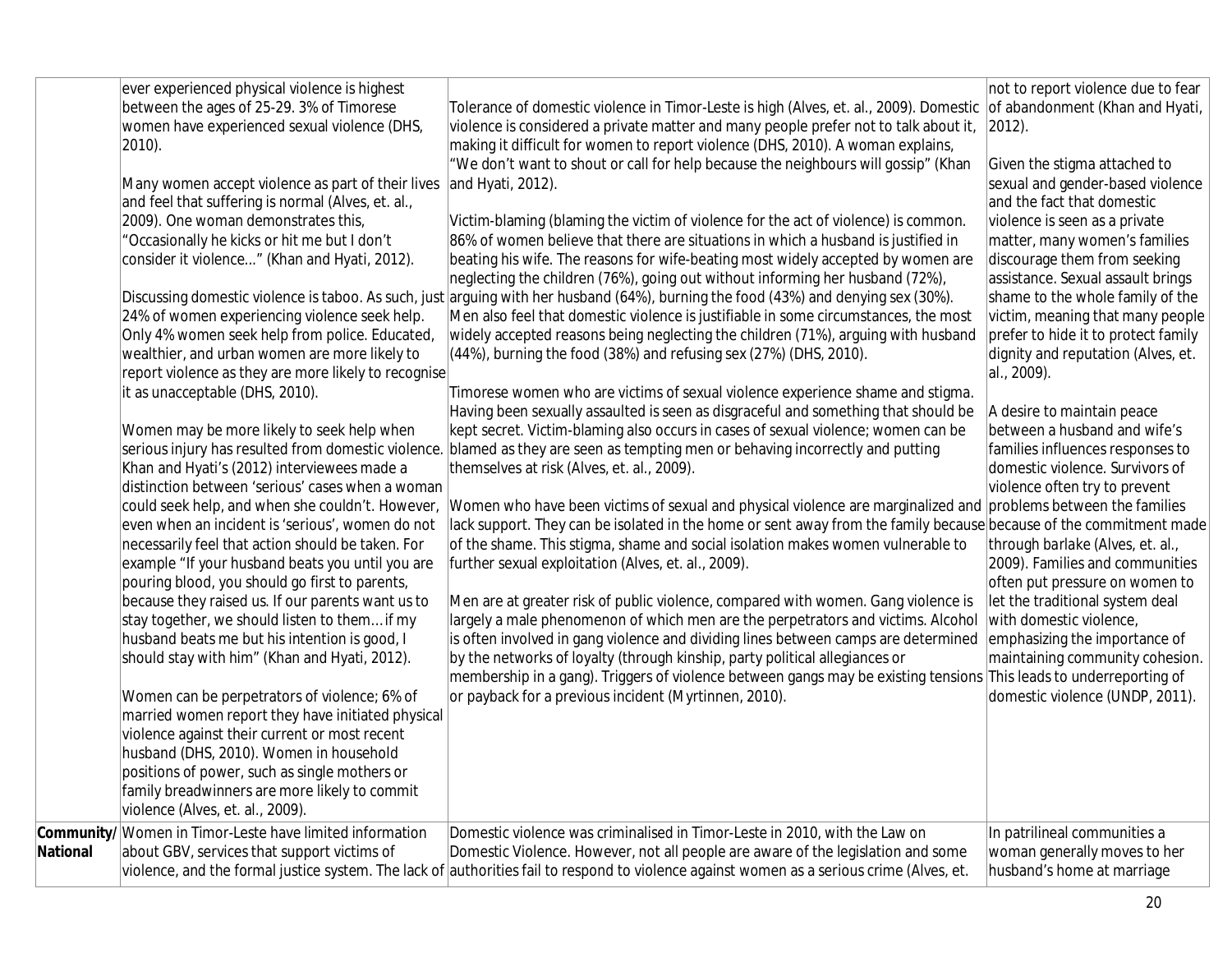| | | | |
|---|---|---|---|
| | ever experienced physical violence is highest between the ages of 25-29. 3% of Timorese women have experienced sexual violence (DHS, 2010).<br><br>Many women accept violence as part of their lives and feel that suffering is normal (Alves, et. al., 2009). One woman demonstrates this, "Occasionally he kicks or hit me but I don't consider it violence..." (Khan and Hyati, 2012).<br><br>Discussing domestic violence is taboo. As such, just 24% of women experiencing violence seek help. Only 4% women seek help from police. Educated, wealthier, and urban women are more likely to report violence as they are more likely to recognise it as unacceptable (DHS, 2010).<br><br>Women may be more likely to seek help when serious injury has resulted from domestic violence. Khan and Hyati's (2012) interviewees made a distinction between 'serious' cases when a woman could seek help, and when she couldn't. However, even when an incident is 'serious', women do not necessarily feel that action should be taken. For example "If your husband beats you until you are pouring blood, you should go first to parents, because they raised us. If our parents want us to stay together, we should listen to them… if my husband beats me but his intention is good, I should stay with him" (Khan and Hyati, 2012).<br><br>Women can be perpetrators of violence; 6% of married women report they have initiated physical violence against their current or most recent husband (DHS, 2010). Women in household positions of power, such as single mothers or family breadwinners are more likely to commit violence (Alves, et. al., 2009). | Tolerance of domestic violence in Timor-Leste is high (Alves, et. al., 2009). Domestic violence is considered a private matter and many people prefer not to talk about it, making it difficult for women to report violence (DHS, 2010). A woman explains, "We don't want to shout or call for help because the neighbours will gossip" (Khan and Hyati, 2012).<br><br>Victim-blaming (blaming the victim of violence for the act of violence) is common. 86% of women believe that there are situations in which a husband is justified in beating his wife. The reasons for wife-beating most widely accepted by women are neglecting the children (76%), going out without informing her husband (72%), arguing with her husband (64%), burning the food (43%) and denying sex (30%). Men also feel that domestic violence is justifiable in some circumstances, the most widely accepted reasons being neglecting the children (71%), arguing with husband (44%), burning the food (38%) and refusing sex (27%) (DHS, 2010).<br><br>Timorese women who are victims of sexual violence experience shame and stigma. Having been sexually assaulted is seen as disgraceful and something that should be kept secret. Victim-blaming also occurs in cases of sexual violence; women can be blamed as they are seen as tempting men or behaving incorrectly and putting themselves at risk (Alves, et. al., 2009).<br><br>Women who have been victims of sexual and physical violence are marginalized and lack support. They can be isolated in the home or sent away from the family because of the shame. This stigma, shame and social isolation makes women vulnerable to further sexual exploitation (Alves, et. al., 2009).<br><br>Men are at greater risk of public violence, compared with women. Gang violence is largely a male phenomenon of which men are the perpetrators and victims. Alcohol is often involved in gang violence and dividing lines between camps are determined by the networks of loyalty (through kinship, party political allegiances or membership in a gang). Triggers of violence between gangs may be existing tensions or payback for a previous incident (Myrtinnen, 2010). | not to report violence due to fear of abandonment (Khan and Hyati, 2012).<br><br>Given the stigma attached to sexual and gender-based violence and the fact that domestic violence is seen as a private matter, many women's families discourage them from seeking assistance. Sexual assault brings shame to the whole family of the victim, meaning that many people prefer to hide it to protect family dignity and reputation (Alves, et. al., 2009).<br><br>A desire to maintain peace between a husband and wife's families influences responses to domestic violence. Survivors of violence often try to prevent problems between the families because of the commitment made through barlake (Alves, et. al., 2009). Families and communities often put pressure on women to let the traditional system deal with domestic violence, emphasizing the importance of maintaining community cohesion. This leads to underreporting of domestic violence (UNDP, 2011). |
| **Community/ National** | Women in Timor-Leste have limited information about GBV, services that support victims of violence, and the formal justice system. The lack of | Domestic violence was criminalised in Timor-Leste in 2010, with the Law on Domestic Violence. However, not all people are aware of the legislation and some authorities fail to respond to violence against women as a serious crime (Alves, et. | In patrilineal communities a woman generally moves to her husband's home at marriage |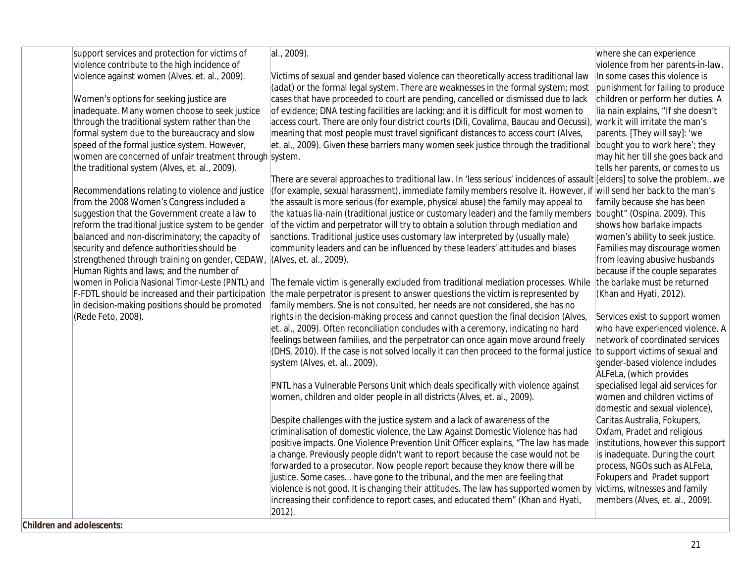| | | | |
|---|---|---|---|
| | support services and protection for victims of violence contribute to the high incidence of violence against women (Alves, et. al., 2009).<br><br>Women's options for seeking justice are inadequate. Many women choose to seek justice through the traditional system rather than the formal system due to the bureaucracy and slow speed of the formal justice system. However, women are concerned of unfair treatment through the traditional system (Alves, et. al., 2009).<br><br>Recommendations relating to violence and justice from the 2008 Women's Congress included a suggestion that the Government create a law to reform the traditional justice system to be gender balanced and non-discriminatory; the capacity of security and defence authorities should be strengthened through training on gender, CEDAW, Human Rights and laws; and the number of women in Policia Nasional Timor-Leste (PNTL) and F-FDTL should be increased and their participation in decision-making positions should be promoted (Rede Feto, 2008). | al., 2009).<br><br>Victims of sexual and gender based violence can theoretically access traditional law (*adat*) or the formal legal system. There are weaknesses in the formal system; most cases that have proceeded to court are pending, cancelled or dismissed due to lack of evidence; DNA testing facilities are lacking; and it is difficult for most women to access court. There are only four district courts (Dili, Covalima, Baucau and Oecussi), meaning that most people must travel significant distances to access court (Alves, et. al., 2009). Given these barriers many women seek justice through the traditional system.<br><br>There are several approaches to traditional law. In 'less serious' incidences of assault (for example, sexual harassment), immediate family members resolve it. However, if the assault is more serious (for example, physical abuse) the family may appeal to the *katuas lia-nain* (traditional justice or customary leader) and the family members of the victim and perpetrator will try to obtain a solution through mediation and sanctions. Traditional justice uses customary law interpreted by (usually male) community leaders and can be influenced by these leaders' attitudes and biases (Alves, et. al., 2009).<br><br>The female victim is generally excluded from traditional mediation processes. While the male perpetrator is present to answer questions the victim is represented by family members. She is not consulted, her needs are not considered, she has no rights in the decision-making process and cannot question the final decision (Alves, et. al., 2009). Often reconciliation concludes with a ceremony, indicating no hard feelings between families, and the perpetrator can once again move around freely (DHS, 2010). If the case is not solved locally it can then proceed to the formal justice system (Alves, et. al., 2009).<br><br>PNTL has a Vulnerable Persons Unit which deals specifically with violence against women, children and older people in all districts (Alves, et. al., 2009).<br><br>Despite challenges with the justice system and a lack of awareness of the criminalisation of domestic violence, the Law Against Domestic Violence has had positive impacts. One Violence Prevention Unit Officer explains, "The law has made a change. Previously people didn't want to report because the case would not be forwarded to a prosecutor. Now people report because they know there will be justice. Some cases... have gone to the tribunal, and the men are feeling that violence is not good. It is changing their attitudes. The law has supported women by increasing their confidence to report cases, and educated them" (Khan and Hyati, 2012). | where she can experience violence from her parents-in-law. In some cases this violence is punishment for failing to produce children or perform her duties. A *lia nain* explains, "If she doesn't work it will irritate the man's parents. [They will say]: 'we bought you to work here'; they may hit her till she goes back and tells her parents, or comes to us [elders] to solve the problem…we will send her back to the man's family because she has been bought" (Ospina, 2009). This shows how *barlake* impacts women's ability to seek justice. Families may discourage women from leaving abusive husbands because if the couple separates the *barlake* must be returned (Khan and Hyati, 2012).<br><br>Services exist to support women who have experienced violence. A network of coordinated services to support victims of sexual and gender-based violence includes ALFeLa, (which provides specialised legal aid services for women and children victims of domestic and sexual violence), Caritas Australia, Fokupers, Oxfam, Pradet and religious institutions, however this support is inadequate. During the court process, NGOs such as ALFeLa, Fokupers and Pradet support victims, witnesses and family members (Alves, et. al., 2009). |
| **Children and adolescents:** | | | |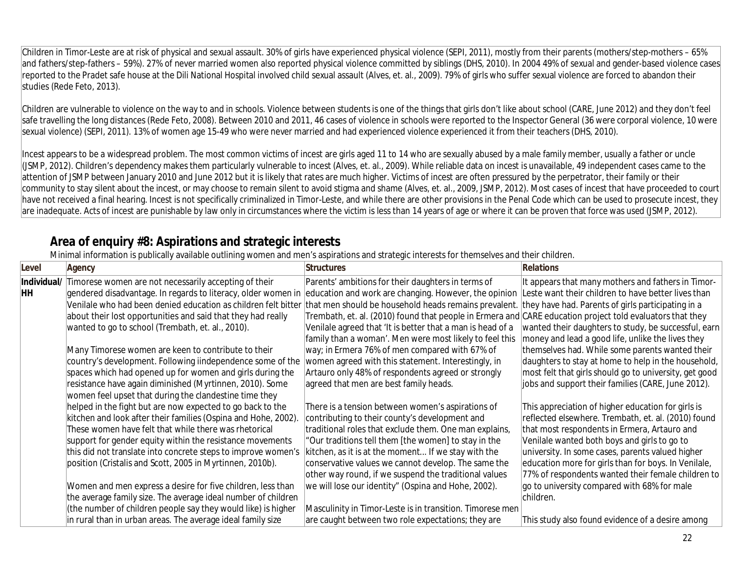Children in Timor-Leste are at risk of physical and sexual assault. 30% of girls have experienced physical violence (SEPI, 2011), mostly from their parents (mothers/step-mothers – 65% and fathers/step-fathers – 59%). 27% of never married women also reported physical violence committed by siblings (DHS, 2010). In 2004 49% of sexual and gender-based violence cases reported to the Pradet safe house at the Dili National Hospital involved child sexual assault (Alves, et. al., 2009). 79% of girls who suffer sexual violence are forced to abandon their studies (Rede Feto, 2013).

Children are vulnerable to violence on the way to and in schools. Violence between students is one of the things that girls don't like about school (CARE, June 2012) and they don't feel safe travelling the long distances (Rede Feto, 2008). Between 2010 and 2011, 46 cases of violence in schools were reported to the Inspector General (36 were corporal violence, 10 were sexual violence) (SEPI, 2011). 13% of women age 15-49 who were never married and had experienced violence experienced it from their teachers (DHS, 2010).

Incest appears to be a widespread problem. The most common victims of incest are girls aged 11 to 14 who are sexually abused by a male family member, usually a father or uncle (JSMP, 2012). Children's dependency makes them particularly vulnerable to incest (Alves, et. al., 2009). While reliable data on incest is unavailable, 49 independent cases came to the attention of JSMP between January 2010 and June 2012 but it is likely that rates are much higher. Victims of incest are often pressured by the perpetrator, their family or their community to stay silent about the incest, or may choose to remain silent to avoid stigma and shame (Alves, et. al., 2009, JSMP, 2012). Most cases of incest that have proceeded to court have not received a final hearing. Incest is not specifically criminalized in Timor-Leste, and while there are other provisions in the Penal Code which can be used to prosecute incest, they are inadequate. Acts of incest are punishable by law only in circumstances where the victim is less than 14 years of age or where it can be proven that force was used (JSMP, 2012).

## Area of enquiry #8: Aspirations and strategic interests

Minimal information is publically available outlining women and men's aspirations and strategic interests for themselves and their children.

| Level | Agency | Structures | Relations |
|---|---|---|---|
| Individual/ HH | Timorese women are not necessarily accepting of their gendered disadvantage. In regards to literacy, older women in Venilale who had been denied education as children felt bitter about their lost opportunities and said that they had really wanted to go to school (Trembath, et. al., 2010).<br><br>Many Timorese women are keen to contribute to their country's development. Following iindependence some of the spaces which had opened up for women and girls during the resistance have again diminished (Myrtinnen, 2010). Some women feel upset that during the clandestine time they helped in the fight but are now expected to go back to the kitchen and look after their families (Ospina and Hohe, 2002). These women have felt that while there was rhetorical support for gender equity within the resistance movements this did not translate into concrete steps to improve women's position (Cristalis and Scott, 2005 in Myrtinnen, 2010b).<br><br>Women and men express a desire for five children, less than the average family size. The average ideal number of children (the number of children people say they would like) is higher in rural than in urban areas. The average ideal family size | Parents' ambitions for their daughters in terms of education and work are changing. However, the opinion that men should be household heads remains prevalent. Trembath, et. al. (2010) found that people in Ermera and Venilale agreed that 'It is better that a man is head of a family than a woman'. Men were most likely to feel this way; in Ermera 76% of men compared with 67% of women agreed with this statement. Interestingly, in Artauro only 48% of respondents agreed or strongly agreed that men are best family heads.<br><br>There is a tension between women's aspirations of contributing to their county's development and traditional roles that exclude them. One man explains, "Our traditions tell them [the women] to stay in the kitchen, as it is at the moment... If we stay with the conservative values we cannot develop. The same the other way round, if we suspend the traditional values we will lose our identity" (Ospina and Hohe, 2002).<br><br>Masculinity in Timor-Leste is in transition. Timorese men are caught between two role expectations; they are | It appears that many mothers and fathers in Timor-Leste want their children to have better lives than they have had. Parents of girls participating in a CARE education project told evaluators that they wanted their daughters to study, be successful, earn money and lead a good life, unlike the lives they themselves had. While some parents wanted their daughters to stay at home to help in the household, most felt that girls should go to university, get good jobs and support their families (CARE, June 2012).<br><br>This appreciation of higher education for girls is reflected elsewhere. Trembath, et. al. (2010) found that most respondents in Ermera, Artauro and Venilale wanted both boys and girls to go to university. In some cases, parents valued higher education more for girls than for boys. In Venilale, 77% of respondents wanted their female children to go to university compared with 68% for male children.<br><br>This study also found evidence of a desire among |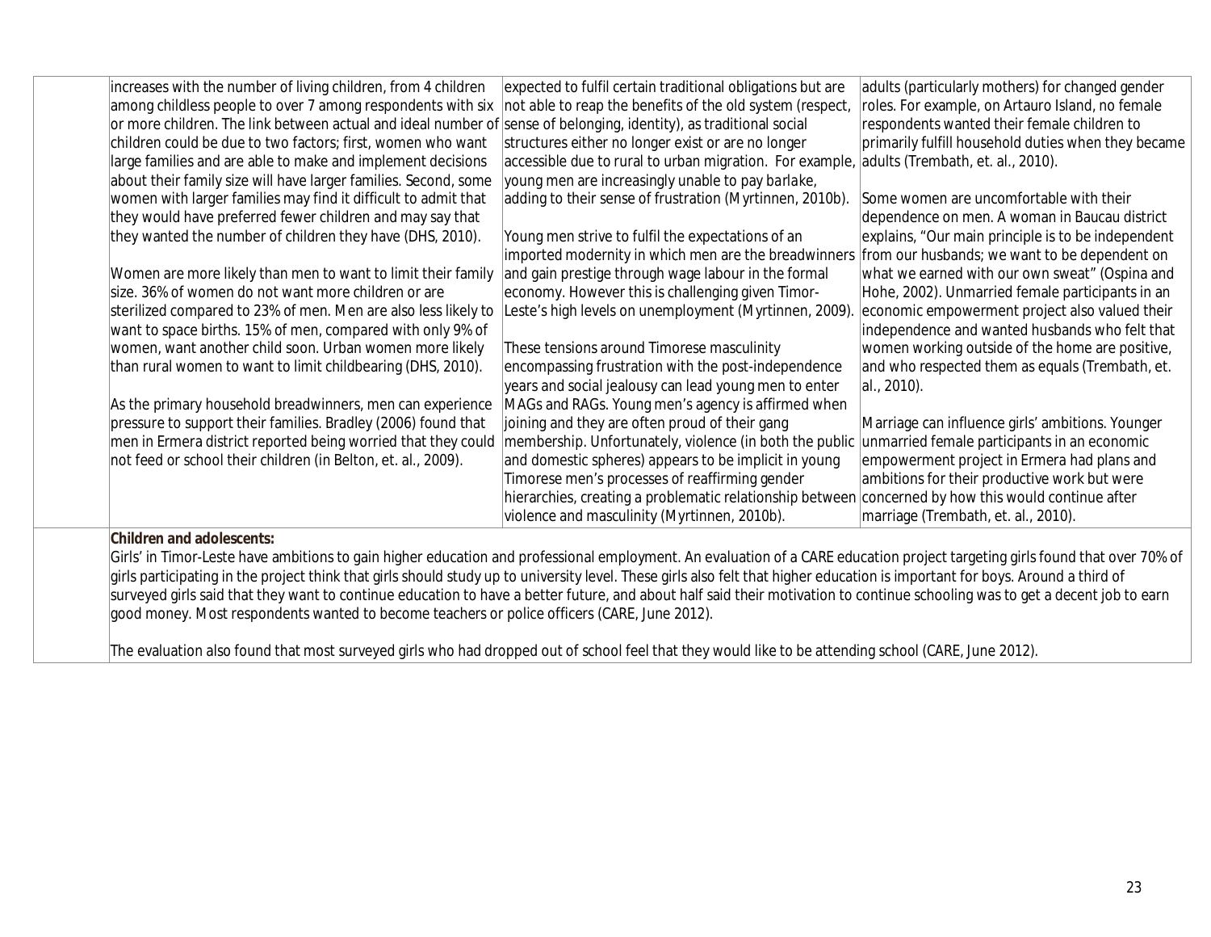increases with the number of living children, from 4 children among childless people to over 7 among respondents with six or more children. The link between actual and ideal number of children could be due to two factors; first, women who want large families and are able to make and implement decisions about their family size will have larger families. Second, some women with larger families may find it difficult to admit that they would have preferred fewer children and may say that they wanted the number of children they have (DHS, 2010).

Women are more likely than men to want to limit their family size. 36% of women do not want more children or are sterilized compared to 23% of men. Men are also less likely to want to space births. 15% of men, compared with only 9% of women, want another child soon. Urban women more likely than rural women to want to limit childbearing (DHS, 2010).

As the primary household breadwinners, men can experience pressure to support their families. Bradley (2006) found that men in Ermera district reported being worried that they could not feed or school their children (in Belton, et. al., 2009).

expected to fulfil certain traditional obligations but are not able to reap the benefits of the old system (respect, sense of belonging, identity), as traditional social structures either no longer exist or are no longer accessible due to rural to urban migration. For example, young men are increasingly unable to pay *barlake*, adding to their sense of frustration (Myrtinnen, 2010b).

Young men strive to fulfil the expectations of an imported modernity in which men are the breadwinners and gain prestige through wage labour in the formal economy. However this is challenging given Timor-Leste's high levels on unemployment (Myrtinnen, 2009).

These tensions around Timorese masculinity encompassing frustration with the post-independence years and social jealousy can lead young men to enter MAGs and RAGs. Young men's agency is affirmed when joining and they are often proud of their gang membership. Unfortunately, violence (in both the public and domestic spheres) appears to be implicit in young Timorese men's processes of reaffirming gender hierarchies, creating a problematic relationship between violence and masculinity (Myrtinnen, 2010b).

adults (particularly mothers) for changed gender roles. For example, on Artauro Island, no female respondents wanted their female children to primarily fulfill household duties when they became adults (Trembath, et. al., 2010).

Some women are uncomfortable with their dependence on men. A woman in Baucau district explains, "Our main principle is to be independent from our husbands; we want to be dependent on what we earned with our own sweat" (Ospina and Hohe, 2002). Unmarried female participants in an economic empowerment project also valued their independence and wanted husbands who felt that women working outside of the home are positive, and who respected them as equals (Trembath, et. al., 2010).

Marriage can influence girls' ambitions. Younger unmarried female participants in an economic empowerment project in Ermera had plans and ambitions for their productive work but were concerned by how this would continue after marriage (Trembath, et. al., 2010).

**Children and adolescents:**

Girls' in Timor-Leste have ambitions to gain higher education and professional employment. An evaluation of a CARE education project targeting girls found that over 70% of girls participating in the project think that girls should study up to university level. These girls also felt that higher education is important for boys. Around a third of surveyed girls said that they want to continue education to have a better future, and about half said their motivation to continue schooling was to get a decent job to earn good money. Most respondents wanted to become teachers or police officers (CARE, June 2012).

The evaluation also found that most surveyed girls who had dropped out of school feel that they would like to be attending school (CARE, June 2012).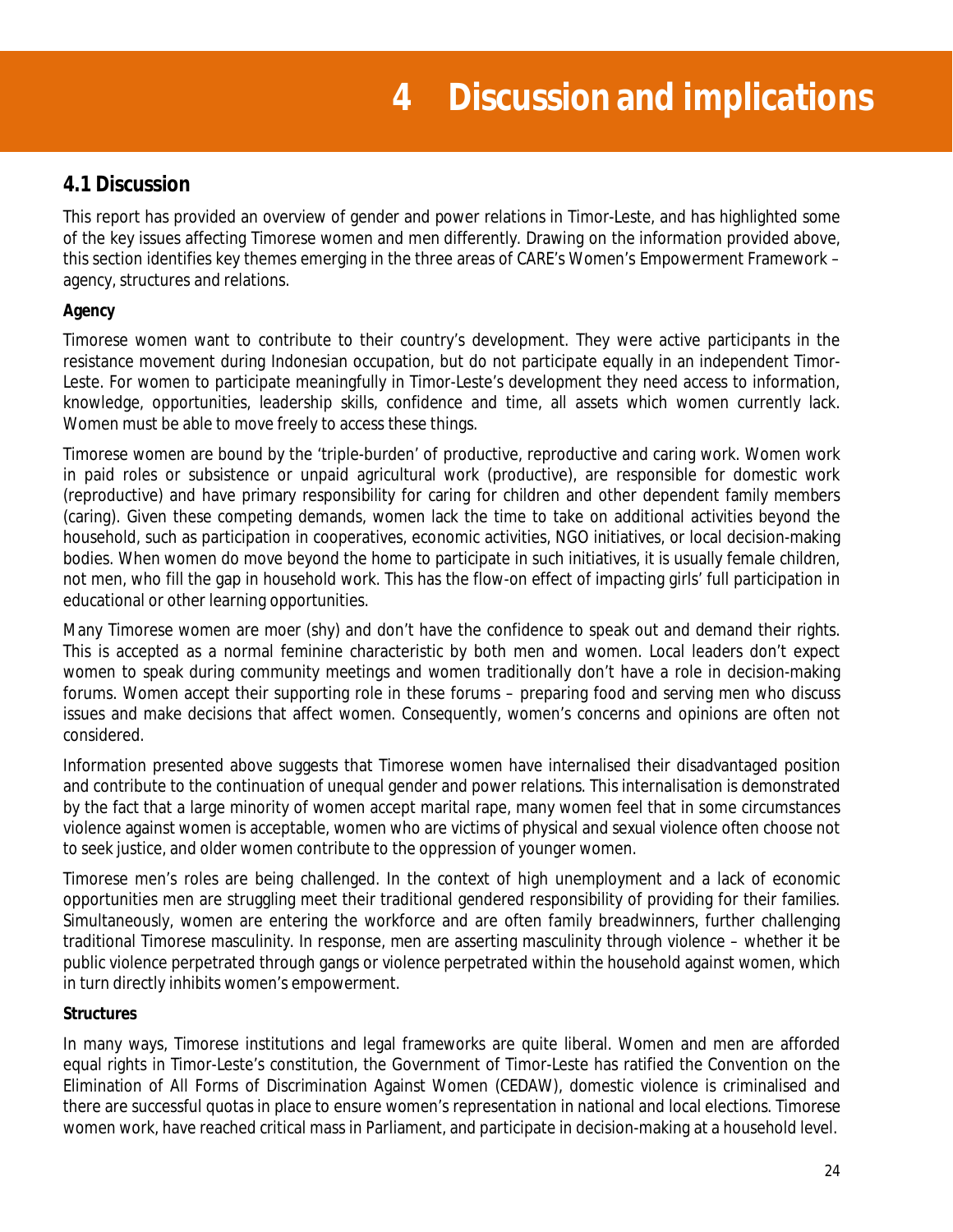# 4 Discussion and implications

## 4.1 Discussion

This report has provided an overview of gender and power relations in Timor-Leste, and has highlighted some of the key issues affecting Timorese women and men differently. Drawing on the information provided above, this section identifies key themes emerging in the three areas of CARE's Women's Empowerment Framework – agency, structures and relations.

**Agency**

Timorese women want to contribute to their country's development. They were active participants in the resistance movement during Indonesian occupation, but do not participate equally in an independent Timor-Leste. For women to participate meaningfully in Timor-Leste's development they need access to information, knowledge, opportunities, leadership skills, confidence and time, all assets which women currently lack. Women must be able to move freely to access these things.

Timorese women are bound by the 'triple-burden' of productive, reproductive and caring work. Women work in paid roles or subsistence or unpaid agricultural work (productive), are responsible for domestic work (reproductive) and have primary responsibility for caring for children and other dependent family members (caring). Given these competing demands, women lack the time to take on additional activities beyond the household, such as participation in cooperatives, economic activities, NGO initiatives, or local decision-making bodies. When women do move beyond the home to participate in such initiatives, it is usually female children, not men, who fill the gap in household work. This has the flow-on effect of impacting girls' full participation in educational or other learning opportunities.

Many Timorese women are moer (shy) and don't have the confidence to speak out and demand their rights. This is accepted as a normal feminine characteristic by both men and women. Local leaders don't expect women to speak during community meetings and women traditionally don't have a role in decision-making forums. Women accept their supporting role in these forums – preparing food and serving men who discuss issues and make decisions that affect women. Consequently, women's concerns and opinions are often not considered.

Information presented above suggests that Timorese women have internalised their disadvantaged position and contribute to the continuation of unequal gender and power relations. This internalisation is demonstrated by the fact that a large minority of women accept marital rape, many women feel that in some circumstances violence against women is acceptable, women who are victims of physical and sexual violence often choose not to seek justice, and older women contribute to the oppression of younger women.

Timorese men's roles are being challenged. In the context of high unemployment and a lack of economic opportunities men are struggling meet their traditional gendered responsibility of providing for their families. Simultaneously, women are entering the workforce and are often family breadwinners, further challenging traditional Timorese masculinity. In response, men are asserting masculinity through violence – whether it be public violence perpetrated through gangs or violence perpetrated within the household against women, which in turn directly inhibits women's empowerment.

**Structures**

In many ways, Timorese institutions and legal frameworks are quite liberal. Women and men are afforded equal rights in Timor-Leste's constitution, the Government of Timor-Leste has ratified the Convention on the Elimination of All Forms of Discrimination Against Women (CEDAW), domestic violence is criminalised and there are successful quotas in place to ensure women's representation in national and local elections. Timorese women work, have reached critical mass in Parliament, and participate in decision-making at a household level.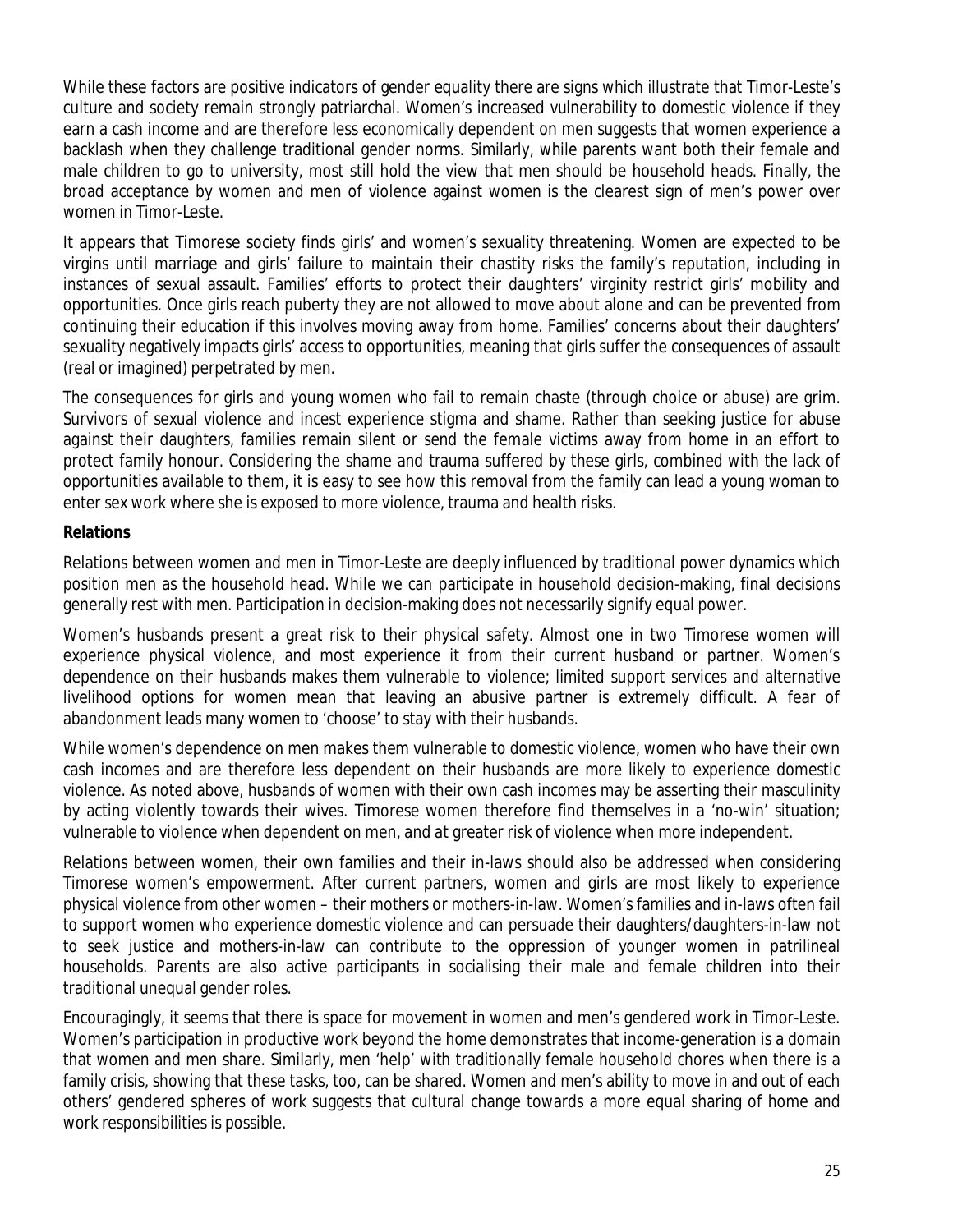While these factors are positive indicators of gender equality there are signs which illustrate that Timor-Leste's culture and society remain strongly patriarchal. Women's increased vulnerability to domestic violence if they earn a cash income and are therefore less economically dependent on men suggests that women experience a backlash when they challenge traditional gender norms. Similarly, while parents want both their female and male children to go to university, most still hold the view that men should be household heads. Finally, the broad acceptance by women and men of violence against women is the clearest sign of men's power over women in Timor-Leste.

It appears that Timorese society finds girls' and women's sexuality threatening. Women are expected to be virgins until marriage and girls' failure to maintain their chastity risks the family's reputation, including in instances of sexual assault. Families' efforts to protect their daughters' virginity restrict girls' mobility and opportunities. Once girls reach puberty they are not allowed to move about alone and can be prevented from continuing their education if this involves moving away from home. Families' concerns about their daughters' sexuality negatively impacts girls' access to opportunities, meaning that girls suffer the consequences of assault (real or imagined) perpetrated by men.

The consequences for girls and young women who fail to remain chaste (through choice or abuse) are grim. Survivors of sexual violence and incest experience stigma and shame. Rather than seeking justice for abuse against their daughters, families remain silent or send the female victims away from home in an effort to protect family honour. Considering the shame and trauma suffered by these girls, combined with the lack of opportunities available to them, it is easy to see how this removal from the family can lead a young woman to enter sex work where she is exposed to more violence, trauma and health risks.

**Relations**

Relations between women and men in Timor-Leste are deeply influenced by traditional power dynamics which position men as the household head. While we can participate in household decision-making, final decisions generally rest with men. Participation in decision-making does not necessarily signify equal power.

Women's husbands present a great risk to their physical safety. Almost one in two Timorese women will experience physical violence, and most experience it from their current husband or partner. Women's dependence on their husbands makes them vulnerable to violence; limited support services and alternative livelihood options for women mean that leaving an abusive partner is extremely difficult. A fear of abandonment leads many women to 'choose' to stay with their husbands.

While women's dependence on men makes them vulnerable to domestic violence, women who have their own cash incomes and are therefore less dependent on their husbands are more likely to experience domestic violence. As noted above, husbands of women with their own cash incomes may be asserting their masculinity by acting violently towards their wives. Timorese women therefore find themselves in a 'no-win' situation; vulnerable to violence when dependent on men, and at greater risk of violence when more independent.

Relations between women, their own families and their in-laws should also be addressed when considering Timorese women's empowerment. After current partners, women and girls are most likely to experience physical violence from other women – their mothers or mothers-in-law. Women's families and in-laws often fail to support women who experience domestic violence and can persuade their daughters/daughters-in-law not to seek justice and mothers-in-law can contribute to the oppression of younger women in patrilineal households. Parents are also active participants in socialising their male and female children into their traditional unequal gender roles.

Encouragingly, it seems that there is space for movement in women and men's gendered work in Timor-Leste. Women's participation in productive work beyond the home demonstrates that income-generation is a domain that women and men share. Similarly, men 'help' with traditionally female household chores when there is a family crisis, showing that these tasks, too, can be shared. Women and men's ability to move in and out of each others' gendered spheres of work suggests that cultural change towards a more equal sharing of home and work responsibilities is possible.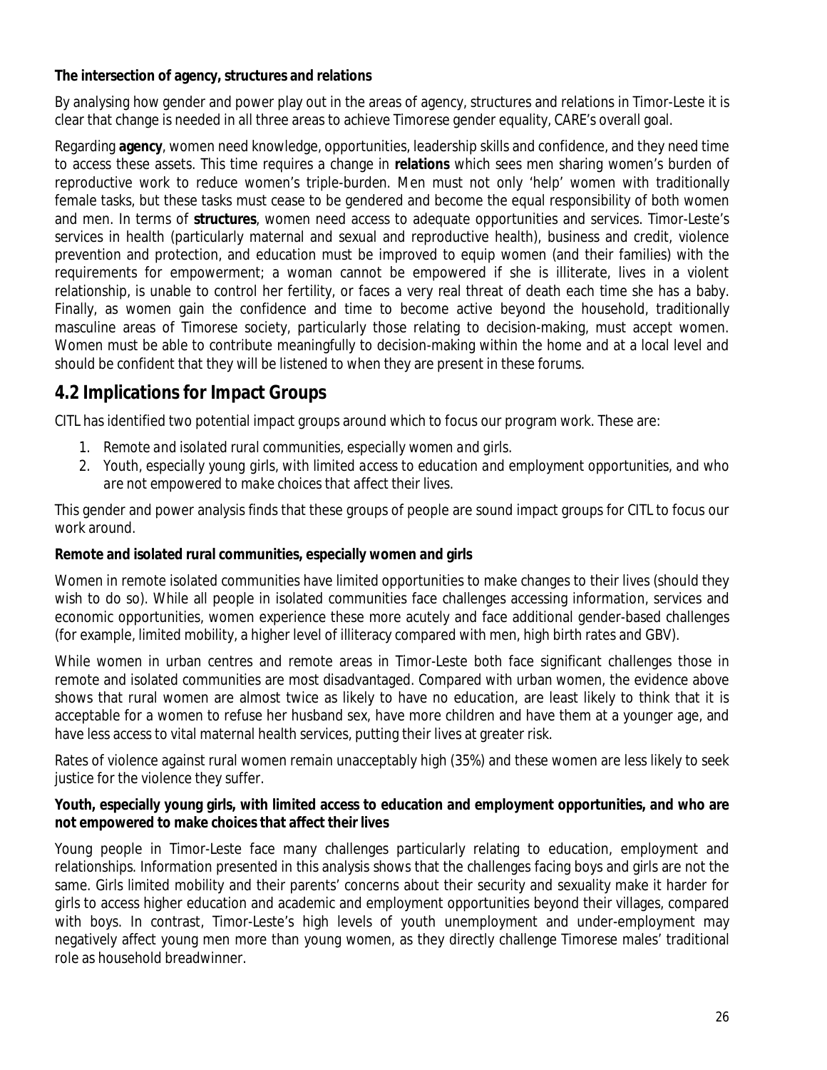**The intersection of agency, structures and relations**

By analysing how gender and power play out in the areas of agency, structures and relations in Timor-Leste it is clear that change is needed in all three areas to achieve Timorese gender equality, CARE's overall goal.

Regarding **agency**, women need knowledge, opportunities, leadership skills and confidence, and they need time to access these assets. This time requires a change in **relations** which sees men sharing women's burden of reproductive work to reduce women's triple-burden. Men must not only 'help' women with traditionally female tasks, but these tasks must cease to be gendered and become the equal responsibility of both women and men. In terms of **structures**, women need access to adequate opportunities and services. Timor-Leste's services in health (particularly maternal and sexual and reproductive health), business and credit, violence prevention and protection, and education must be improved to equip women (and their families) with the requirements for empowerment; a woman cannot be empowered if she is illiterate, lives in a violent relationship, is unable to control her fertility, or faces a very real threat of death each time she has a baby. Finally, as women gain the confidence and time to become active beyond the household, traditionally masculine areas of Timorese society, particularly those relating to decision-making, must accept women. Women must be able to contribute meaningfully to decision-making within the home and at a local level and should be confident that they will be listened to when they are present in these forums.

## 4.2 Implications for Impact Groups

CITL has identified two potential impact groups around which to focus our program work. These are:

1. *Remote and isolated rural communities, especially women and girls.*
2. *Youth, especially young girls, with limited access to education and employment opportunities, and who are not empowered to make choices that affect their lives.*

This gender and power analysis finds that these groups of people are sound impact groups for CITL to focus our work around.

**Remote and isolated rural communities, especially women and girls**

Women in remote isolated communities have limited opportunities to make changes to their lives (should they wish to do so). While all people in isolated communities face challenges accessing information, services and economic opportunities, women experience these more acutely and face additional gender-based challenges (for example, limited mobility, a higher level of illiteracy compared with men, high birth rates and GBV).

While women in urban centres and remote areas in Timor-Leste both face significant challenges those in remote and isolated communities are most disadvantaged. Compared with urban women, the evidence above shows that rural women are almost twice as likely to have no education, are least likely to think that it is acceptable for a women to refuse her husband sex, have more children and have them at a younger age, and have less access to vital maternal health services, putting their lives at greater risk.

Rates of violence against rural women remain unacceptably high (35%) and these women are less likely to seek justice for the violence they suffer.

**Youth, especially young girls, with limited access to education and employment opportunities, and who are not empowered to make choices that affect their lives**

Young people in Timor-Leste face many challenges particularly relating to education, employment and relationships. Information presented in this analysis shows that the challenges facing boys and girls are not the same. Girls limited mobility and their parents' concerns about their security and sexuality make it harder for girls to access higher education and academic and employment opportunities beyond their villages, compared with boys. In contrast, Timor-Leste's high levels of youth unemployment and under-employment may negatively affect young men more than young women, as they directly challenge Timorese males' traditional role as household breadwinner.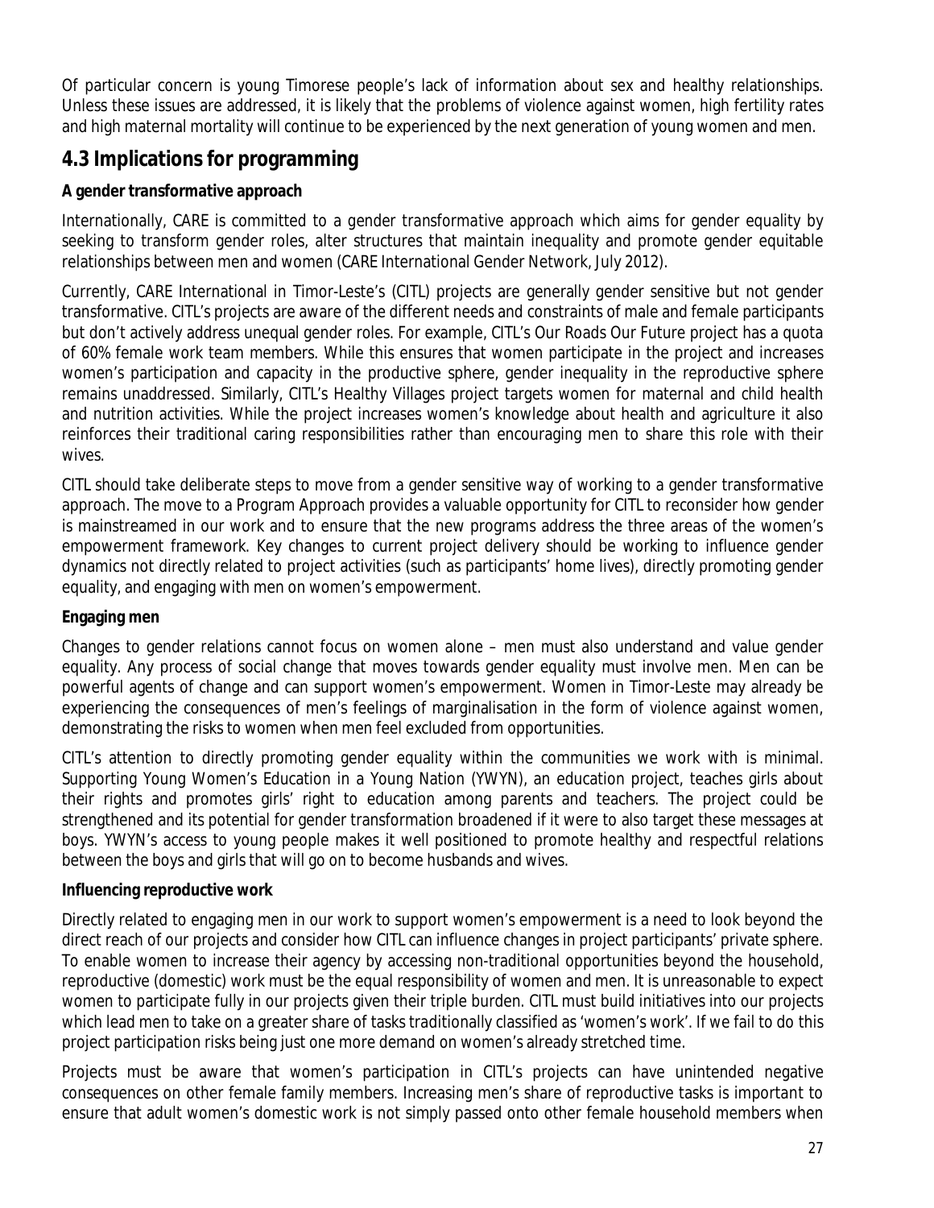Of particular concern is young Timorese people's lack of information about sex and healthy relationships. Unless these issues are addressed, it is likely that the problems of violence against women, high fertility rates and high maternal mortality will continue to be experienced by the next generation of young women and men.

## 4.3 Implications for programming

**A gender transformative approach**

Internationally, CARE is committed to a gender transformative approach which aims for gender equality by seeking to transform gender roles, alter structures that maintain inequality and promote gender equitable relationships between men and women (CARE International Gender Network, July 2012).

Currently, CARE International in Timor-Leste's (CITL) projects are generally gender sensitive but not gender transformative. CITL's projects are aware of the different needs and constraints of male and female participants but don't actively address unequal gender roles. For example, CITL's Our Roads Our Future project has a quota of 60% female work team members. While this ensures that women participate in the project and increases women's participation and capacity in the productive sphere, gender inequality in the reproductive sphere remains unaddressed. Similarly, CITL's Healthy Villages project targets women for maternal and child health and nutrition activities. While the project increases women's knowledge about health and agriculture it also reinforces their traditional caring responsibilities rather than encouraging men to share this role with their wives.

CITL should take deliberate steps to move from a gender sensitive way of working to a gender transformative approach. The move to a Program Approach provides a valuable opportunity for CITL to reconsider how gender is mainstreamed in our work and to ensure that the new programs address the three areas of the women's empowerment framework. Key changes to current project delivery should be working to influence gender dynamics not directly related to project activities (such as participants' home lives), directly promoting gender equality, and engaging with men on women's empowerment.

**Engaging men**

Changes to gender relations cannot focus on women alone – men must also understand and value gender equality. Any process of social change that moves towards gender equality must involve men. Men can be powerful agents of change and can support women's empowerment. Women in Timor-Leste may already be experiencing the consequences of men's feelings of marginalisation in the form of violence against women, demonstrating the risks to women when men feel excluded from opportunities.

CITL's attention to directly promoting gender equality within the communities we work with is minimal. Supporting Young Women's Education in a Young Nation (YWYN), an education project, teaches girls about their rights and promotes girls' right to education among parents and teachers. The project could be strengthened and its potential for gender transformation broadened if it were to also target these messages at boys. YWYN's access to young people makes it well positioned to promote healthy and respectful relations between the boys and girls that will go on to become husbands and wives.

**Influencing reproductive work**

Directly related to engaging men in our work to support women's empowerment is a need to look beyond the direct reach of our projects and consider how CITL can influence changes in project participants' private sphere. To enable women to increase their agency by accessing non-traditional opportunities beyond the household, reproductive (domestic) work must be the equal responsibility of women and men. It is unreasonable to expect women to participate fully in our projects given their triple burden. CITL must build initiatives into our projects which lead men to take on a greater share of tasks traditionally classified as 'women's work'. If we fail to do this project participation risks being just one more demand on women's already stretched time.

Projects must be aware that women's participation in CITL's projects can have unintended negative consequences on other female family members. Increasing men's share of reproductive tasks is important to ensure that adult women's domestic work is not simply passed onto other female household members when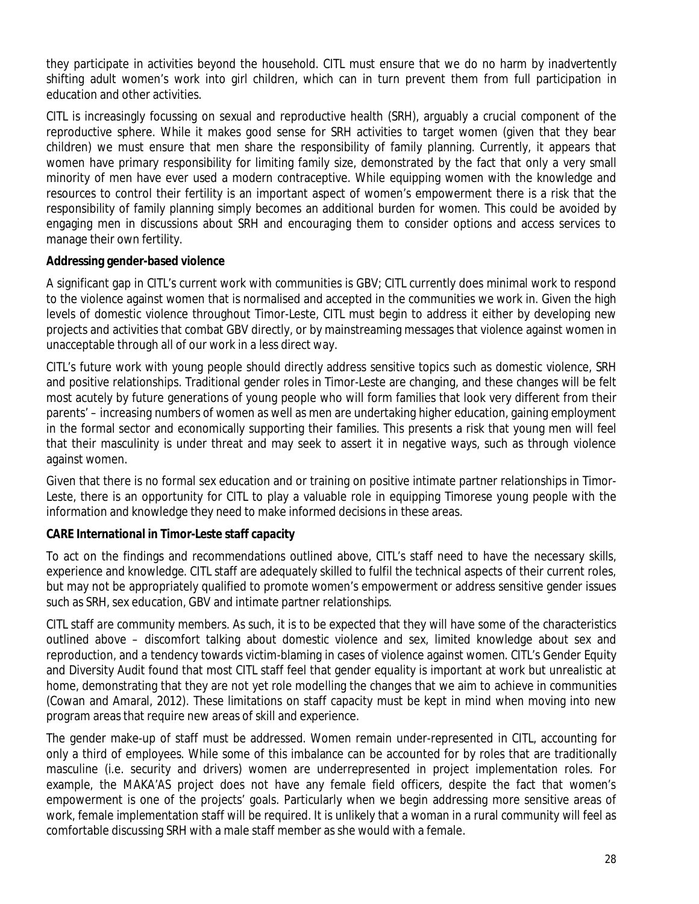they participate in activities beyond the household. CITL must ensure that we do no harm by inadvertently shifting adult women's work into girl children, which can in turn prevent them from full participation in education and other activities.

CITL is increasingly focussing on sexual and reproductive health (SRH), arguably a crucial component of the reproductive sphere. While it makes good sense for SRH activities to target women (given that they bear children) we must ensure that men share the responsibility of family planning. Currently, it appears that women have primary responsibility for limiting family size, demonstrated by the fact that only a very small minority of men have ever used a modern contraceptive. While equipping women with the knowledge and resources to control their fertility is an important aspect of women's empowerment there is a risk that the responsibility of family planning simply becomes an additional burden for women. This could be avoided by engaging men in discussions about SRH and encouraging them to consider options and access services to manage their own fertility.

**Addressing gender-based violence**

A significant gap in CITL's current work with communities is GBV; CITL currently does minimal work to respond to the violence against women that is normalised and accepted in the communities we work in. Given the high levels of domestic violence throughout Timor-Leste, CITL must begin to address it either by developing new projects and activities that combat GBV directly, or by mainstreaming messages that violence against women in unacceptable through all of our work in a less direct way.

CITL's future work with young people should directly address sensitive topics such as domestic violence, SRH and positive relationships. Traditional gender roles in Timor-Leste are changing, and these changes will be felt most acutely by future generations of young people who will form families that look very different from their parents' – increasing numbers of women as well as men are undertaking higher education, gaining employment in the formal sector and economically supporting their families. This presents a risk that young men will feel that their masculinity is under threat and may seek to assert it in negative ways, such as through violence against women.

Given that there is no formal sex education and or training on positive intimate partner relationships in Timor-Leste, there is an opportunity for CITL to play a valuable role in equipping Timorese young people with the information and knowledge they need to make informed decisions in these areas.

**CARE International in Timor-Leste staff capacity**

To act on the findings and recommendations outlined above, CITL's staff need to have the necessary skills, experience and knowledge. CITL staff are adequately skilled to fulfil the technical aspects of their current roles, but may not be appropriately qualified to promote women's empowerment or address sensitive gender issues such as SRH, sex education, GBV and intimate partner relationships.

CITL staff are community members. As such, it is to be expected that they will have some of the characteristics outlined above – discomfort talking about domestic violence and sex, limited knowledge about sex and reproduction, and a tendency towards victim-blaming in cases of violence against women. CITL's Gender Equity and Diversity Audit found that most CITL staff feel that gender equality is important at work but unrealistic at home, demonstrating that they are not yet role modelling the changes that we aim to achieve in communities (Cowan and Amaral, 2012). These limitations on staff capacity must be kept in mind when moving into new program areas that require new areas of skill and experience.

The gender make-up of staff must be addressed. Women remain under-represented in CITL, accounting for only a third of employees. While some of this imbalance can be accounted for by roles that are traditionally masculine (i.e. security and drivers) women are underrepresented in project implementation roles. For example, the MAKA'AS project does not have any female field officers, despite the fact that women's empowerment is one of the projects' goals. Particularly when we begin addressing more sensitive areas of work, female implementation staff will be required. It is unlikely that a woman in a rural community will feel as comfortable discussing SRH with a male staff member as she would with a female.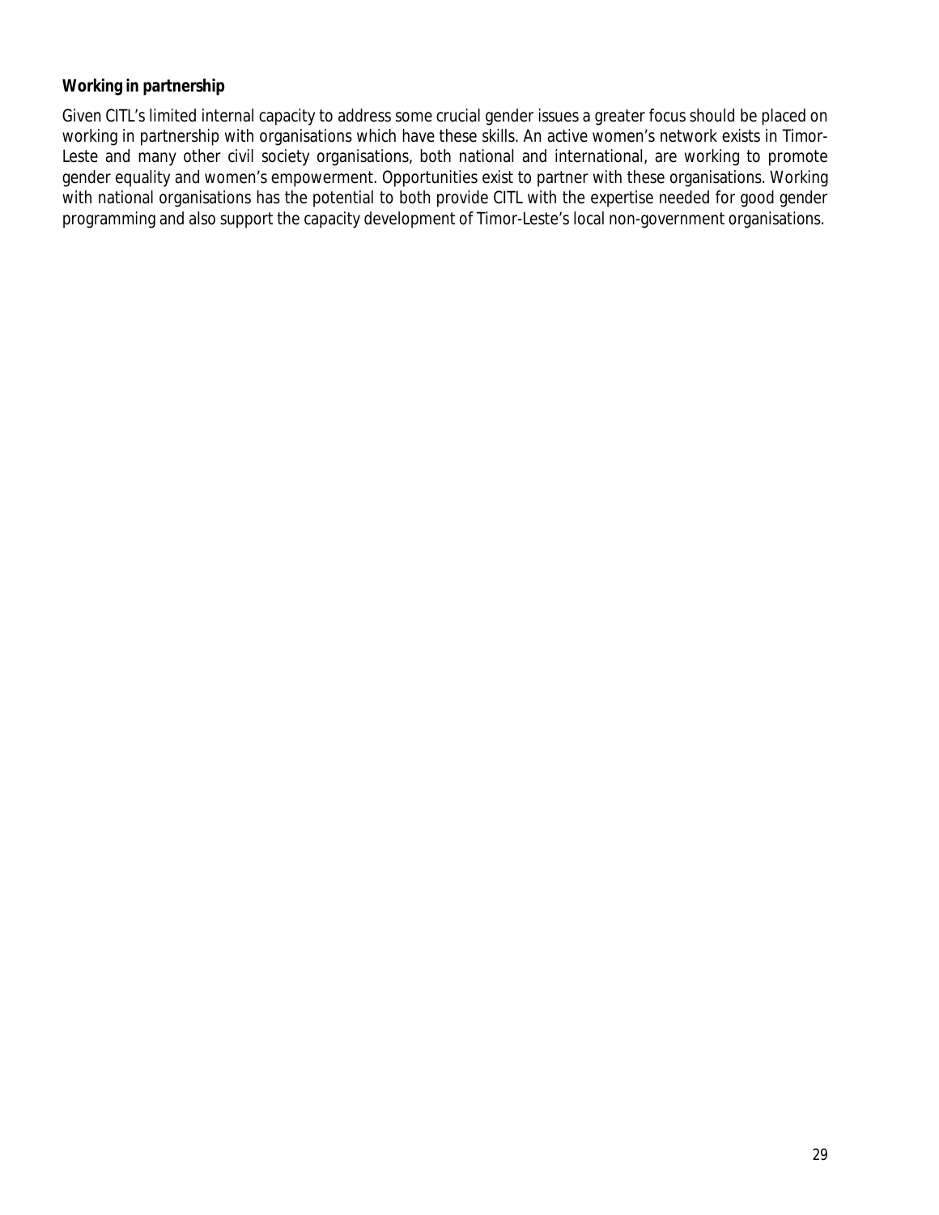**Working in partnership**

Given CITL's limited internal capacity to address some crucial gender issues a greater focus should be placed on working in partnership with organisations which have these skills. An active women's network exists in Timor-Leste and many other civil society organisations, both national and international, are working to promote gender equality and women's empowerment. Opportunities exist to partner with these organisations. Working with national organisations has the potential to both provide CITL with the expertise needed for good gender programming and also support the capacity development of Timor-Leste's local non-government organisations.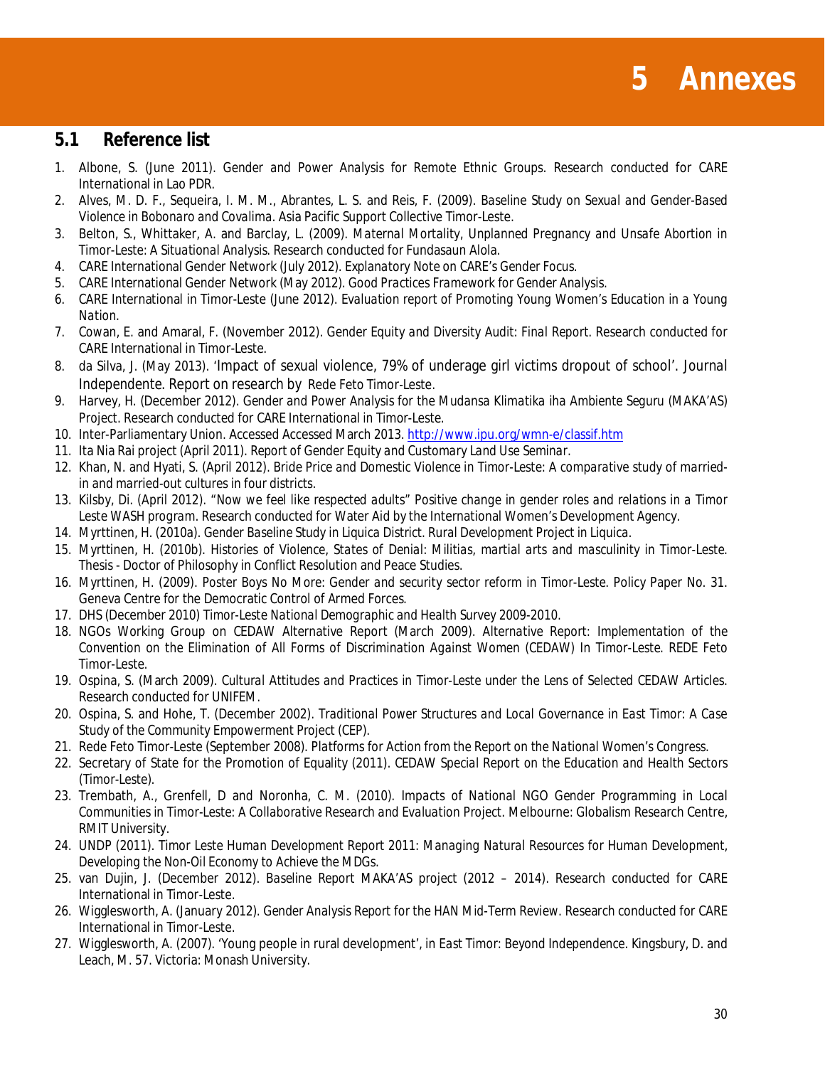# 5 Annexes

## 5.1 Reference list

1. Albone, S. (June 2011). Gender and Power Analysis for Remote Ethnic Groups. Research conducted for CARE International in Lao PDR.
2. Alves, M. D. F., Sequeira, I. M. M., Abrantes, L. S. and Reis, F. (2009). *Baseline Study on Sexual and Gender-Based Violence in Bobonaro and Covalima*. Asia Pacific Support Collective Timor-Leste.
3. Belton, S., Whittaker, A. and Barclay, L. (2009). *Maternal Mortality, Unplanned Pregnancy and Unsafe Abortion in Timor-Leste: A Situational Analysis*. Research conducted for Fundasaun Alola.
4. CARE International Gender Network (July 2012). *Explanatory Note on CARE's Gender Focus*.
5. CARE International Gender Network (May 2012). *Good Practices Framework for Gender Analysis*.
6. CARE International in Timor-Leste (June 2012). *Evaluation report of Promoting Young Women's Education in a Young Nation*.
7. Cowan, E. and Amaral, F. (November 2012). *Gender Equity and Diversity Audit: Final Report*. Research conducted for CARE International in Timor-Leste.
8. da Silva, J. (May 2013). 'Impact of sexual violence, 79% of underage girl victims dropout of school'. Journal Independente. Report on research by Rede Feto Timor-Leste.
9. Harvey, H. (December 2012). *Gender and Power Analysis for the Mudansa Klimatika iha Ambiente Seguru (MAKA'AS) Project*. Research conducted for CARE International in Timor-Leste.
10. Inter-Parliamentary Union. Accessed Accessed March 2013. http://www.ipu.org/wmn-e/classif.htm
11. Ita Nia Rai project (April 2011). *Report of Gender Equity and Customary Land Use Seminar*.
12. Khan, N. and Hyati, S. (April 2012). *Bride Price and Domestic Violence in Timor-Leste: A comparative study of married-in and married-out cultures in four districts*.
13. Kilsby, Di. (April 2012). *"Now we feel like respected adults" Positive change in gender roles and relations in a Timor Leste WASH program*. Research conducted for Water Aid by the International Women's Development Agency.
14. Myrttinen, H. (2010a). *Gender Baseline Study in Liquica District*. Rural Development Project in Liquica.
15. Myrttinen, H. (2010b). *Histories of Violence, States of Denial: Militias, martial arts and masculinity in Timor-Leste*. Thesis - Doctor of Philosophy in Conflict Resolution and Peace Studies.
16. Myrttinen, H. (2009). *Poster Boys No More: Gender and security sector reform in Timor-Leste*. Policy Paper No. 31. Geneva Centre for the Democratic Control of Armed Forces.
17. DHS (December 2010) *Timor-Leste National Demographic and Health Survey 2009-2010*.
18. NGOs Working Group on CEDAW Alternative Report (March 2009). *Alternative Report: Implementation of the Convention on the Elimination of All Forms of Discrimination Against Women (CEDAW) In Timor-Leste*. REDE Feto Timor-Leste.
19. Ospina, S. (March 2009). *Cultural Attitudes and Practices in Timor-Leste under the Lens of Selected CEDAW Articles*. Research conducted for UNIFEM.
20. Ospina, S. and Hohe, T. (December 2002). *Traditional Power Structures and Local Governance in East Timor: A Case Study of the Community Empowerment Project (CEP)*.
21. Rede Feto Timor-Leste (September 2008). *Platforms for Action from the Report on the National Women's Congress*.
22. Secretary of State for the Promotion of Equality (2011). *CEDAW Special Report on the Education and Health Sectors (Timor-Leste)*.
23. Trembath, A., Grenfell, D and Noronha, C. M. (2010). *Impacts of National NGO Gender Programming in Local Communities in Timor-Leste: A Collaborative Research and Evaluation Project*. Melbourne: Globalism Research Centre, RMIT University.
24. UNDP (2011). *Timor Leste Human Development Report 2011: Managing Natural Resources for Human Development, Developing the Non-Oil Economy to Achieve the MDGs*.
25. van Dujin, J. (December 2012). *Baseline Report MAKA'AS project (2012 – 2014)*. Research conducted for CARE International in Timor-Leste.
26. Wigglesworth, A. (January 2012). *Gender Analysis Report for the HAN Mid-Term Review*. Research conducted for CARE International in Timor-Leste.
27. Wigglesworth, A. (2007). 'Young people in rural development', in *East Timor: Beyond Independence*. Kingsbury, D. and Leach, M. 57. Victoria: Monash University.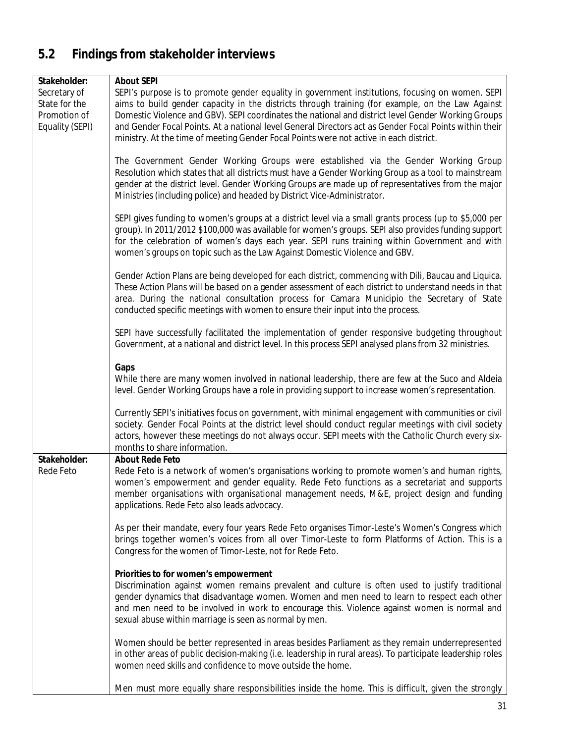## 5.2 Findings from stakeholder interviews

| | |
|---|---|
| **Stakeholder:** Secretary of State for the Promotion of Equality (SEPI) | **About SEPI**<br>SEPI's purpose is to promote gender equality in government institutions, focusing on women. SEPI aims to build gender capacity in the districts through training (for example, on the Law Against Domestic Violence and GBV). SEPI coordinates the national and district level Gender Working Groups and Gender Focal Points. At a national level General Directors act as Gender Focal Points within their ministry. At the time of meeting Gender Focal Points were not active in each district.<br><br>The Government Gender Working Groups were established via the Gender Working Group Resolution which states that all districts must have a Gender Working Group as a tool to mainstream gender at the district level. Gender Working Groups are made up of representatives from the major Ministries (including police) and headed by District Vice-Administrator.<br><br>SEPI gives funding to women's groups at a district level via a small grants process (up to $5,000 per group). In 2011/2012 $100,000 was available for women's groups. SEPI also provides funding support for the celebration of women's days each year. SEPI runs training within Government and with women's groups on topic such as the Law Against Domestic Violence and GBV.<br><br>Gender Action Plans are being developed for each district, commencing with Dili, Baucau and Liquica. These Action Plans will be based on a gender assessment of each district to understand needs in that area. During the national consultation process for Camara Municipio the Secretary of State conducted specific meetings with women to ensure their input into the process.<br><br>SEPI have successfully facilitated the implementation of gender responsive budgeting throughout Government, at a national and district level. In this process SEPI analysed plans from 32 ministries.<br><br>**Gaps**<br>While there are many women involved in national leadership, there are few at the Suco and Aldeia level. Gender Working Groups have a role in providing support to increase women's representation.<br><br>Currently SEPI's initiatives focus on government, with minimal engagement with communities or civil society. Gender Focal Points at the district level should conduct regular meetings with civil society actors, however these meetings do not always occur. SEPI meets with the Catholic Church every six-months to share information. |
| **Stakeholder:** Rede Feto | **About Rede Feto**<br>Rede Feto is a network of women's organisations working to promote women's and human rights, women's empowerment and gender equality. Rede Feto functions as a secretariat and supports member organisations with organisational management needs, M&E, project design and funding applications. Rede Feto also leads advocacy.<br><br>As per their mandate, every four years Rede Feto organises Timor-Leste's Women's Congress which brings together women's voices from all over Timor-Leste to form Platforms of Action. This is a Congress for the women of Timor-Leste, not for Rede Feto.<br><br>**Priorities to for women's empowerment**<br>Discrimination against women remains prevalent and culture is often used to justify traditional gender dynamics that disadvantage women. Women and men need to learn to respect each other and men need to be involved in work to encourage this. Violence against women is normal and sexual abuse within marriage is seen as normal by men.<br><br>Women should be better represented in areas besides Parliament as they remain underrepresented in other areas of public decision-making (i.e. leadership in rural areas). To participate leadership roles women need skills and confidence to move outside the home.<br><br>Men must more equally share responsibilities inside the home. This is difficult, given the strongly |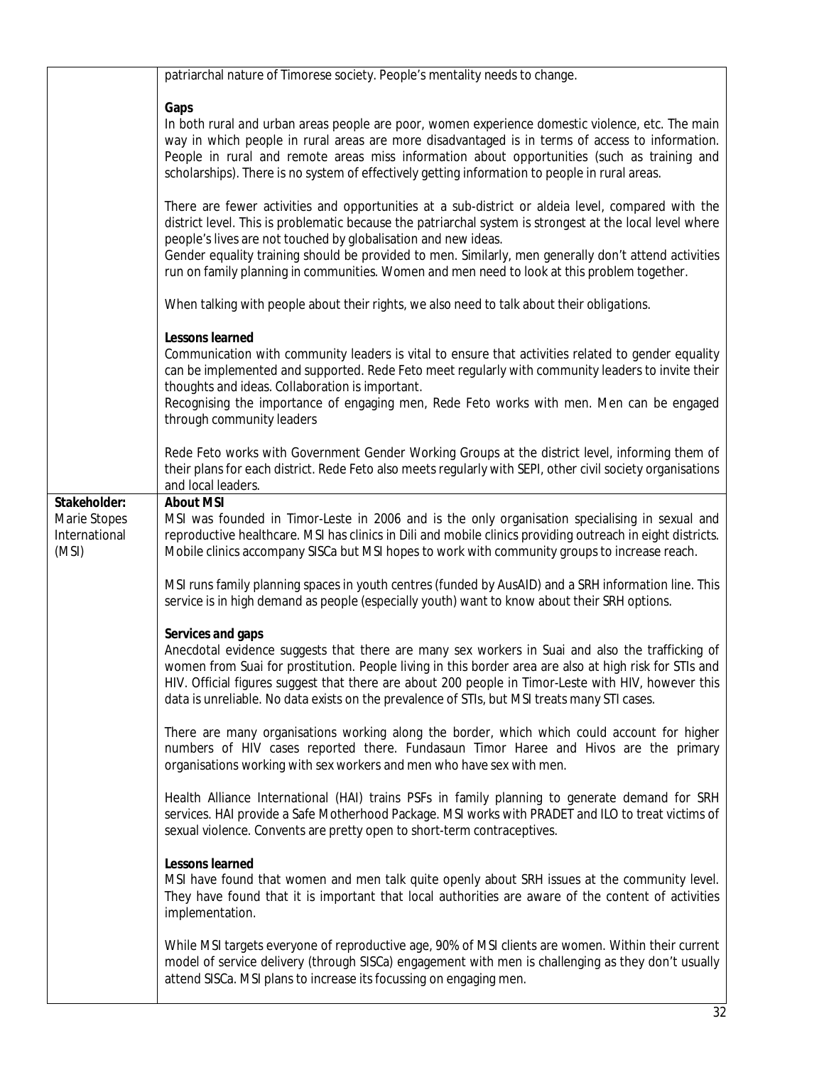| | |
|---|---|
| | patriarchal nature of Timorese society. People's mentality needs to change.<br><br>**Gaps**<br>In both rural and urban areas people are poor, women experience domestic violence, etc. The main way in which people in rural areas are more disadvantaged is in terms of access to information. People in rural and remote areas miss information about opportunities (such as training and scholarships). There is no system of effectively getting information to people in rural areas.<br><br>There are fewer activities and opportunities at a sub-district or aldeia level, compared with the district level. This is problematic because the patriarchal system is strongest at the local level where people's lives are not touched by globalisation and new ideas.<br>Gender equality training should be provided to men. Similarly, men generally don't attend activities run on family planning in communities. Women and men need to look at this problem together.<br><br>When talking with people about their rights, we also need to talk about their obligations.<br><br>**Lessons learned**<br>Communication with community leaders is vital to ensure that activities related to gender equality can be implemented and supported. Rede Feto meet regularly with community leaders to invite their thoughts and ideas. Collaboration is important.<br>Recognising the importance of engaging men, Rede Feto works with men. Men can be engaged through community leaders<br><br>Rede Feto works with Government Gender Working Groups at the district level, informing them of their plans for each district. Rede Feto also meets regularly with SEPI, other civil society organisations and local leaders. |
| **Stakeholder:** Marie Stopes International (MSI) | **About MSI**<br>MSI was founded in Timor-Leste in 2006 and is the only organisation specialising in sexual and reproductive healthcare. MSI has clinics in Dili and mobile clinics providing outreach in eight districts. Mobile clinics accompany SISCa but MSI hopes to work with community groups to increase reach.<br><br>MSI runs family planning spaces in youth centres (funded by AusAID) and a SRH information line. This service is in high demand as people (especially youth) want to know about their SRH options.<br><br>**Services and gaps**<br>Anecdotal evidence suggests that there are many sex workers in Suai and also the trafficking of women from Suai for prostitution. People living in this border area are also at high risk for STIs and HIV. Official figures suggest that there are about 200 people in Timor-Leste with HIV, however this data is unreliable. No data exists on the prevalence of STIs, but MSI treats many STI cases.<br><br>There are many organisations working along the border, which which could account for higher numbers of HIV cases reported there. Fundasaun Timor Haree and Hivos are the primary organisations working with sex workers and men who have sex with men.<br><br>Health Alliance International (HAI) trains PSFs in family planning to generate demand for SRH services. HAI provide a Safe Motherhood Package. MSI works with PRADET and ILO to treat victims of sexual violence. Convents are pretty open to short-term contraceptives.<br><br>**Lessons learned**<br>MSI have found that women and men talk quite openly about SRH issues at the community level. They have found that it is important that local authorities are aware of the content of activities implementation.<br><br>While MSI targets everyone of reproductive age, 90% of MSI clients are women. Within their current model of service delivery (through SISCa) engagement with men is challenging as they don't usually attend SISCa. MSI plans to increase its focussing on engaging men. |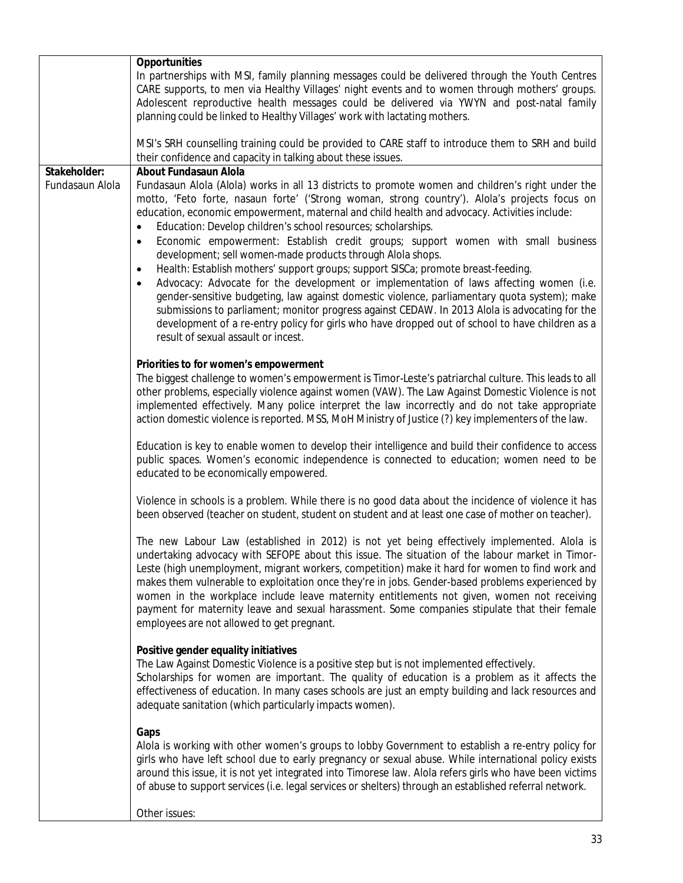| | |
|---|---|
| | **Opportunities**<br>In partnerships with MSI, family planning messages could be delivered through the Youth Centres CARE supports, to men via Healthy Villages' night events and to women through mothers' groups. Adolescent reproductive health messages could be delivered via YWYN and post-natal family planning could be linked to Healthy Villages' work with lactating mothers.<br><br>MSI's SRH counselling training could be provided to CARE staff to introduce them to SRH and build their confidence and capacity in talking about these issues. |
| **Stakeholder:** Fundasaun Alola | **About Fundasaun Alola**<br>Fundasaun Alola (Alola) works in all 13 districts to promote women and children's right under the motto, 'Feto forte, nasaun forte' ('Strong woman, strong country'). Alola's projects focus on education, economic empowerment, maternal and child health and advocacy. Activities include:<br>• Education: Develop children's school resources; scholarships.<br>• Economic empowerment: Establish credit groups; support women with small business development; sell women-made products through Alola shops.<br>• Health: Establish mothers' support groups; support SISCa; promote breast-feeding.<br>• Advocacy: Advocate for the development or implementation of laws affecting women (i.e. gender-sensitive budgeting, law against domestic violence, parliamentary quota system); make submissions to parliament; monitor progress against CEDAW. In 2013 Alola is advocating for the development of a re-entry policy for girls who have dropped out of school to have children as a result of sexual assault or incest.<br><br>**Priorities to for women's empowerment**<br>The biggest challenge to women's empowerment is Timor-Leste's patriarchal culture. This leads to all other problems, especially violence against women (VAW). The Law Against Domestic Violence is not implemented effectively. Many police interpret the law incorrectly and do not take appropriate action domestic violence is reported. MSS, MoH Ministry of Justice (?) key implementers of the law.<br><br>Education is key to enable women to develop their intelligence and build their confidence to access public spaces. Women's economic independence is connected to education; women need to be educated to be economically empowered.<br><br>Violence in schools is a problem. While there is no good data about the incidence of violence it has been observed (teacher on student, student on student and at least one case of mother on teacher).<br><br>The new Labour Law (established in 2012) is not yet being effectively implemented. Alola is undertaking advocacy with SEFOPE about this issue. The situation of the labour market in Timor-Leste (high unemployment, migrant workers, competition) make it hard for women to find work and makes them vulnerable to exploitation once they're in jobs. Gender-based problems experienced by women in the workplace include leave maternity entitlements not given, women not receiving payment for maternity leave and sexual harassment. Some companies stipulate that their female employees are not allowed to get pregnant.<br><br>**Positive gender equality initiatives**<br>The Law Against Domestic Violence is a positive step but is not implemented effectively.<br>Scholarships for women are important. The quality of education is a problem as it affects the effectiveness of education. In many cases schools are just an empty building and lack resources and adequate sanitation (which particularly impacts women).<br><br>**Gaps**<br>Alola is working with other women's groups to lobby Government to establish a re-entry policy for girls who have left school due to early pregnancy or sexual abuse. While international policy exists around this issue, it is not yet integrated into Timorese law. Alola refers girls who have been victims of abuse to support services (i.e. legal services or shelters) through an established referral network.<br><br>Other issues: |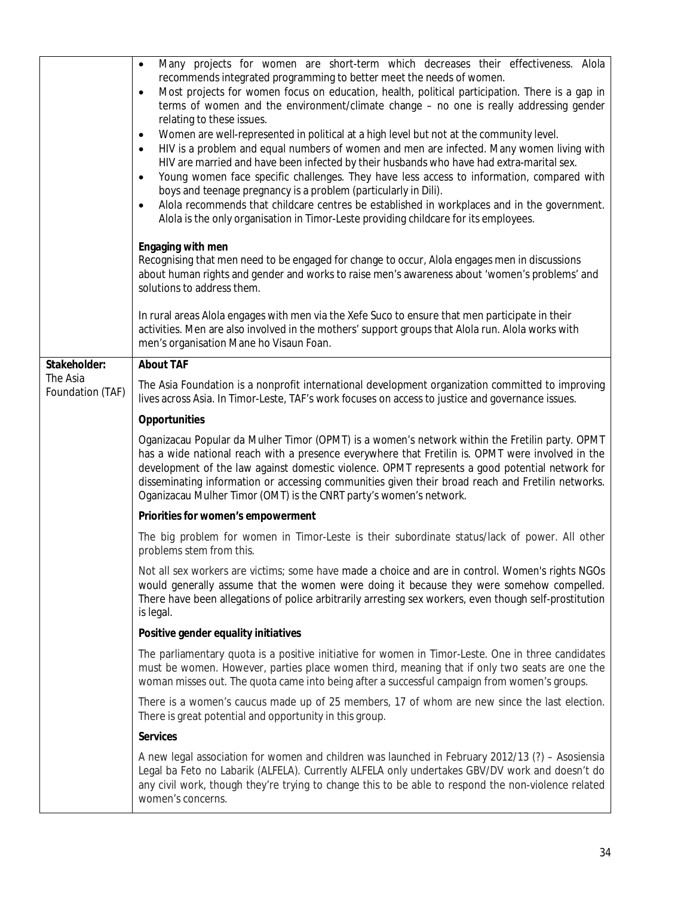| | |
|---|---|
| | • Many projects for women are short-term which decreases their effectiveness. Alola recommends integrated programming to better meet the needs of women.<br>• Most projects for women focus on education, health, political participation. There is a gap in terms of women and the environment/climate change – no one is really addressing gender relating to these issues.<br>• Women are well-represented in political at a high level but not at the community level.<br>• HIV is a problem and equal numbers of women and men are infected. Many women living with HIV are married and have been infected by their husbands who have had extra-marital sex.<br>• Young women face specific challenges. They have less access to information, compared with boys and teenage pregnancy is a problem (particularly in Dili).<br>• Alola recommends that childcare centres be established in workplaces and in the government. Alola is the only organisation in Timor-Leste providing childcare for its employees.<br><br>**Engaging with men**<br>Recognising that men need to be engaged for change to occur, Alola engages men in discussions about human rights and gender and works to raise men's awareness about 'women's problems' and solutions to address them.<br><br>In rural areas Alola engages with men via the Xefe Suco to ensure that men participate in their activities. Men are also involved in the mothers' support groups that Alola run. Alola works with men's organisation Mane ho Visaun Foan. |
| **Stakeholder:**<br>The Asia Foundation (TAF) | **About TAF**<br><br>The Asia Foundation is a nonprofit international development organization committed to improving lives across Asia. In Timor-Leste, TAF's work focuses on access to justice and governance issues.<br><br>**Opportunities**<br><br>Oganizacau Popular da Mulher Timor (OPMT) is a women's network within the Fretilin party. OPMT has a wide national reach with a presence everywhere that Fretilin is. OPMT were involved in the development of the law against domestic violence. OPMT represents a good potential network for disseminating information or accessing communities given their broad reach and Fretilin networks. Oganizacau Mulher Timor (OMT) is the CNRT party's women's network.<br><br>**Priorities for women's empowerment**<br><br>The big problem for women in Timor-Leste is their subordinate status/lack of power. All other problems stem from this.<br><br>Not all sex workers are victims; some have made a choice and are in control. Women's rights NGOs would generally assume that the women were doing it because they were somehow compelled. There have been allegations of police arbitrarily arresting sex workers, even though self-prostitution is legal.<br><br>**Positive gender equality initiatives**<br><br>The parliamentary quota is a positive initiative for women in Timor-Leste. One in three candidates must be women. However, parties place women third, meaning that if only two seats are one the woman misses out. The quota came into being after a successful campaign from women's groups.<br><br>There is a women's caucus made up of 25 members, 17 of whom are new since the last election. There is great potential and opportunity in this group.<br><br>**Services**<br><br>A new legal association for women and children was launched in February 2012/13 (?) – Asosiensia Legal ba Feto no Labarik (ALFELA). Currently ALFELA only undertakes GBV/DV work and doesn't do any civil work, though they're trying to change this to be able to respond the non-violence related women's concerns. |